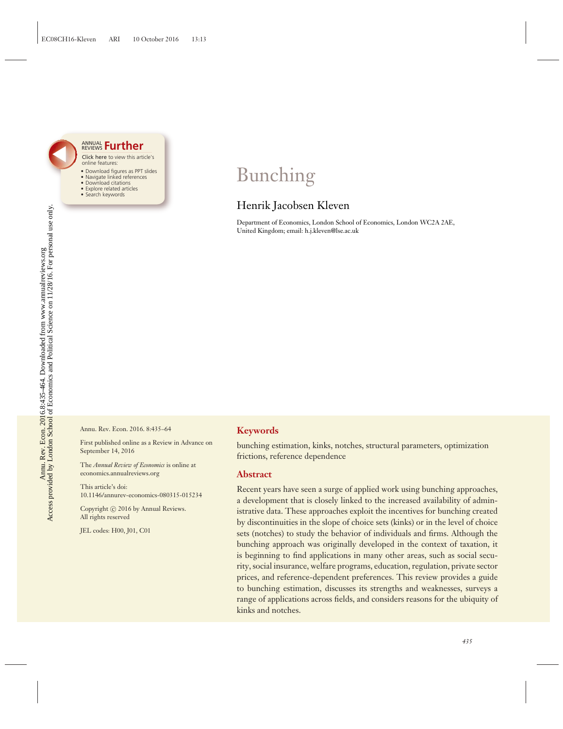# Bunching

Henrik Jacobsen Kleven

Department of Economics, London School of Economics, London WC2A 2AE, United Kingdom; email: h.j.kleven@lse.ac.uk

Annu. Rev. Econ. 2016. 8:435–64

First published online as a Review in Advance on September 14, 2016

The *Annual Review of Economics* is online at economics.annualreviews.org

This article's doi: 10.1146/annurev-economics-080315-015234

Copyright © 2016 by Annual Reviews. All rights reserved

JEL codes: H00, J01, C01

## Keywords

bunching estimation, kinks, notches, structural parameters, optimization frictions, reference dependence

## Abstract

Recent years have seen a surge of applied work using bunching approaches, a development that is closely linked to the increased availability of administrative data. These approaches exploit the incentives for bunching created by discontinuities in the slope of choice sets (kinks) or in the level of choice sets (notches) to study the behavior of individuals and firms. Although the bunching approach was originally developed in the context of taxation, it is beginning to find applications in many other areas, such as social security, social insurance, welfare programs, education, regulation, private sector prices, and reference-dependent preferences. This review provides a guide to bunching estimation, discusses its strengths and weaknesses, surveys a range of applications across fields, and considers reasons for the ubiquity of kinks and notches.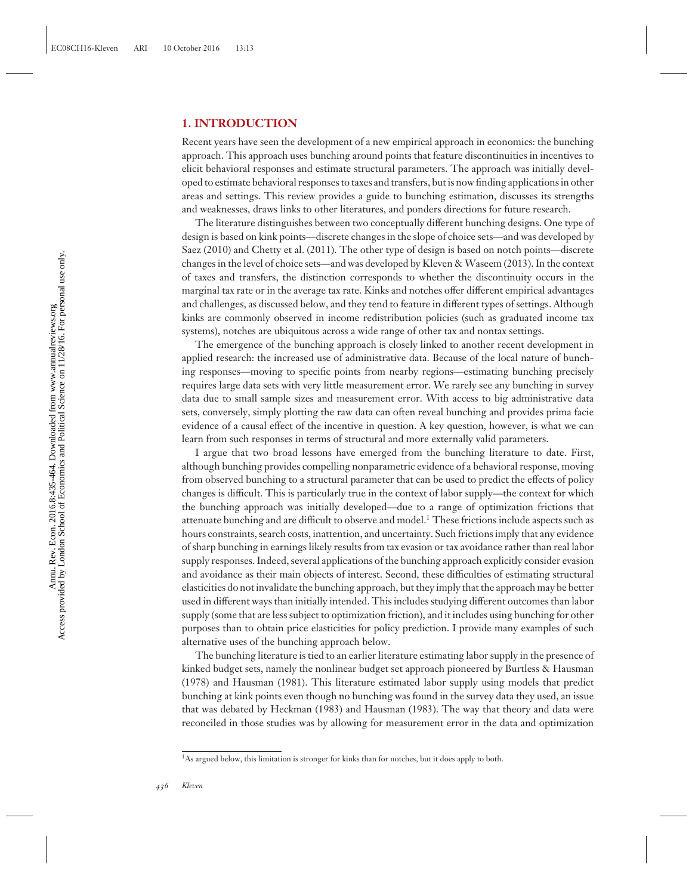## 1. INTRODUCTION

Recent years have seen the development of a new empirical approach in economics: the bunching approach. This approach uses bunching around points that feature discontinuities in incentives to elicit behavioral responses and estimate structural parameters. The approach was initially developed to estimate behavioral responses to taxes and transfers, but is now finding applications in other areas and settings. This review provides a guide to bunching estimation, discusses its strengths and weaknesses, draws links to other literatures, and ponders directions for future research.

The literature distinguishes between two conceptually different bunching designs. One type of design is based on kink points—discrete changes in the slope of choice sets—and was developed by Saez (2010) and Chetty et al. (2011). The other type of design is based on notch points—discrete changes in the level of choice sets—and was developed by Kleven & Waseem (2013). In the context of taxes and transfers, the distinction corresponds to whether the discontinuity occurs in the marginal tax rate or in the average tax rate. Kinks and notches offer different empirical advantages and challenges, as discussed below, and they tend to feature in different types of settings. Although kinks are commonly observed in income redistribution policies (such as graduated income tax systems), notches are ubiquitous across a wide range of other tax and nontax settings.

The emergence of the bunching approach is closely linked to another recent development in applied research: the increased use of administrative data. Because of the local nature of bunching responses—moving to specific points from nearby regions—estimating bunching precisely requires large data sets with very little measurement error. We rarely see any bunching in survey data due to small sample sizes and measurement error. With access to big administrative data sets, conversely, simply plotting the raw data can often reveal bunching and provides prima facie evidence of a causal effect of the incentive in question. A key question, however, is what we can learn from such responses in terms of structural and more externally valid parameters.

I argue that two broad lessons have emerged from the bunching literature to date. First, although bunching provides compelling nonparametric evidence of a behavioral response, moving from observed bunching to a structural parameter that can be used to predict the effects of policy changes is difficult. This is particularly true in the context of labor supply—the context for which the bunching approach was initially developed—due to a range of optimization frictions that attenuate bunching and are difficult to observe and model.[1] These frictions include aspects such as hours constraints, search costs, inattention, and uncertainty. Such frictions imply that any evidence of sharp bunching in earnings likely results from tax evasion or tax avoidance rather than real labor supply responses. Indeed, several applications of the bunching approach explicitly consider evasion and avoidance as their main objects of interest. Second, these difficulties of estimating structural elasticities do not invalidate the bunching approach, but they imply that the approach may be better used in different ways than initially intended. This includes studying different outcomes than labor supply (some that are less subject to optimization friction), and it includes using bunching for other purposes than to obtain price elasticities for policy prediction. I provide many examples of such alternative uses of the bunching approach below.

The bunching literature is tied to an earlier literature estimating labor supply in the presence of kinked budget sets, namely the nonlinear budget set approach pioneered by Burtless & Hausman (1978) and Hausman (1981). This literature estimated labor supply using models that predict bunching at kink points even though no bunching was found in the survey data they used, an issue that was debated by Heckman (1983) and Hausman (1983). The way that theory and data were reconciled in those studies was by allowing for measurement error in the data and optimization

[1] As argued below, this limitation is stronger for kinks than for notches, but it does apply to both.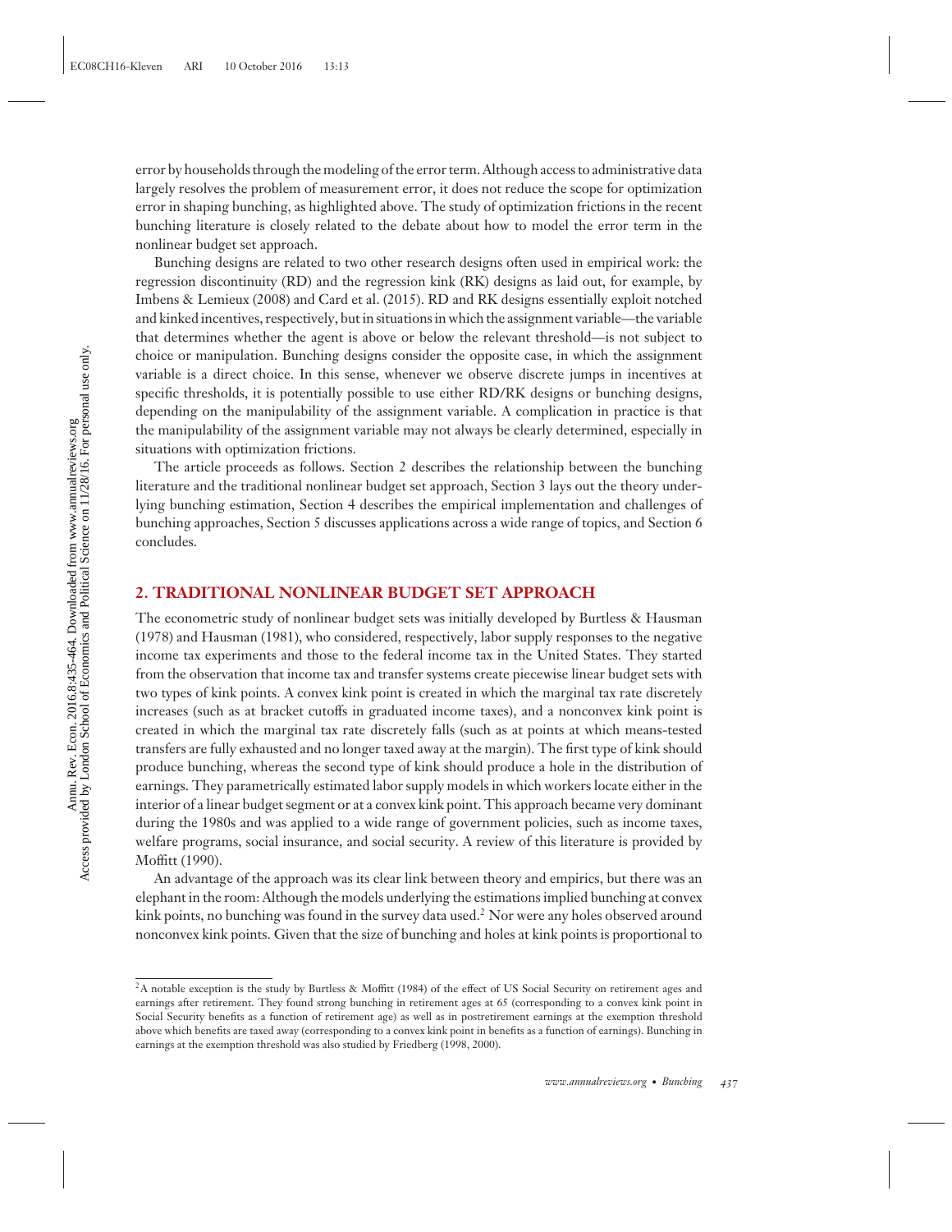error by households through the modeling of the error term. Although access to administrative data largely resolves the problem of measurement error, it does not reduce the scope for optimization error in shaping bunching, as highlighted above. The study of optimization frictions in the recent bunching literature is closely related to the debate about how to model the error term in the nonlinear budget set approach.

Bunching designs are related to two other research designs often used in empirical work: the regression discontinuity (RD) and the regression kink (RK) designs as laid out, for example, by Imbens & Lemieux (2008) and Card et al. (2015). RD and RK designs essentially exploit notched and kinked incentives, respectively, but in situations in which the assignment variable—the variable that determines whether the agent is above or below the relevant threshold—is not subject to choice or manipulation. Bunching designs consider the opposite case, in which the assignment variable is a direct choice. In this sense, whenever we observe discrete jumps in incentives at specific thresholds, it is potentially possible to use either RD/RK designs or bunching designs, depending on the manipulability of the assignment variable. A complication in practice is that the manipulability of the assignment variable may not always be clearly determined, especially in situations with optimization frictions.

The article proceeds as follows. Section 2 describes the relationship between the bunching literature and the traditional nonlinear budget set approach, Section 3 lays out the theory underlying bunching estimation, Section 4 describes the empirical implementation and challenges of bunching approaches, Section 5 discusses applications across a wide range of topics, and Section 6 concludes.

## 2. TRADITIONAL NONLINEAR BUDGET SET APPROACH

The econometric study of nonlinear budget sets was initially developed by Burtless & Hausman (1978) and Hausman (1981), who considered, respectively, labor supply responses to the negative income tax experiments and those to the federal income tax in the United States. They started from the observation that income tax and transfer systems create piecewise linear budget sets with two types of kink points. A convex kink point is created in which the marginal tax rate discretely increases (such as at bracket cutoffs in graduated income taxes), and a nonconvex kink point is created in which the marginal tax rate discretely falls (such as at points at which means-tested transfers are fully exhausted and no longer taxed away at the margin). The first type of kink should produce bunching, whereas the second type of kink should produce a hole in the distribution of earnings. They parametrically estimated labor supply models in which workers locate either in the interior of a linear budget segment or at a convex kink point. This approach became very dominant during the 1980s and was applied to a wide range of government policies, such as income taxes, welfare programs, social insurance, and social security. A review of this literature is provided by Moffitt (1990).

An advantage of the approach was its clear link between theory and empirics, but there was an elephant in the room: Although the models underlying the estimations implied bunching at convex kink points, no bunching was found in the survey data used.[2] Nor were any holes observed around nonconvex kink points. Given that the size of bunching and holes at kink points is proportional to

[2]A notable exception is the study by Burtless & Moffitt (1984) of the effect of US Social Security on retirement ages and earnings after retirement. They found strong bunching in retirement ages at 65 (corresponding to a convex kink point in Social Security benefits as a function of retirement age) as well as in postretirement earnings at the exemption threshold above which benefits are taxed away (corresponding to a convex kink point in benefits as a function of earnings). Bunching in earnings at the exemption threshold was also studied by Friedberg (1998, 2000).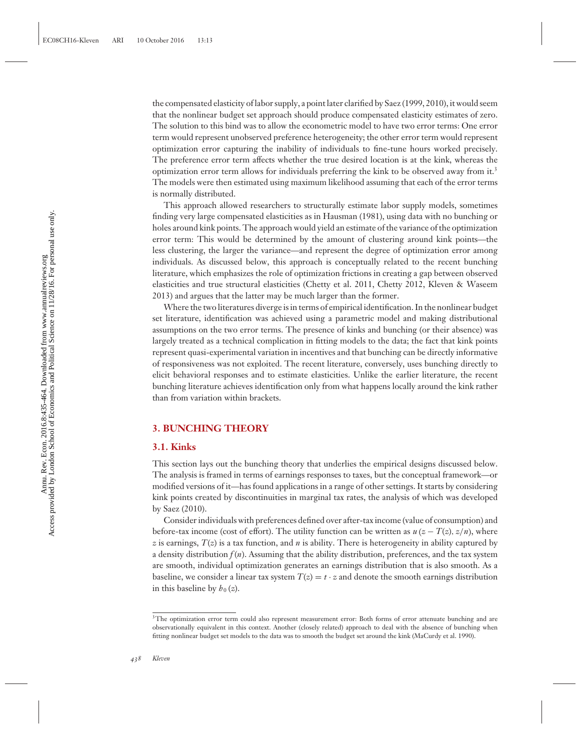the compensated elasticity of labor supply, a point later clarified by Saez (1999, 2010), it would seem that the nonlinear budget set approach should produce compensated elasticity estimates of zero. The solution to this bind was to allow the econometric model to have two error terms: One error term would represent unobserved preference heterogeneity; the other error term would represent optimization error capturing the inability of individuals to fine-tune hours worked precisely. The preference error term affects whether the true desired location is at the kink, whereas the optimization error term allows for individuals preferring the kink to be observed away from it.[3] The models were then estimated using maximum likelihood assuming that each of the error terms is normally distributed.

This approach allowed researchers to structurally estimate labor supply models, sometimes finding very large compensated elasticities as in Hausman (1981), using data with no bunching or holes around kink points. The approach would yield an estimate of the variance of the optimization error term: This would be determined by the amount of clustering around kink points—the less clustering, the larger the variance—and represent the degree of optimization error among individuals. As discussed below, this approach is conceptually related to the recent bunching literature, which emphasizes the role of optimization frictions in creating a gap between observed elasticities and true structural elasticities (Chetty et al. 2011, Chetty 2012, Kleven & Waseem 2013) and argues that the latter may be much larger than the former.

Where the two literatures diverge is in terms of empirical identification. In the nonlinear budget set literature, identification was achieved using a parametric model and making distributional assumptions on the two error terms. The presence of kinks and bunching (or their absence) was largely treated as a technical complication in fitting models to the data; the fact that kink points represent quasi-experimental variation in incentives and that bunching can be directly informative of responsiveness was not exploited. The recent literature, conversely, uses bunching directly to elicit behavioral responses and to estimate elasticities. Unlike the earlier literature, the recent bunching literature achieves identification only from what happens locally around the kink rather than from variation within brackets.

## 3. BUNCHING THEORY

### 3.1. Kinks

This section lays out the bunching theory that underlies the empirical designs discussed below. The analysis is framed in terms of earnings responses to taxes, but the conceptual framework—or modified versions of it—has found applications in a range of other settings. It starts by considering kink points created by discontinuities in marginal tax rates, the analysis of which was developed by Saez (2010).

Consider individuals with preferences defined over after-tax income (value of consumption) and before-tax income (cost of effort). The utility function can be written as $u(z - T(z), z/n)$, where $z$ is earnings, $T(z)$ is a tax function, and $n$ is ability. There is heterogeneity in ability captured by a density distribution $f(n)$. Assuming that the ability distribution, preferences, and the tax system are smooth, individual optimization generates an earnings distribution that is also smooth. As a baseline, we consider a linear tax system $T(z) = t \cdot z$ and denote the smooth earnings distribution in this baseline by $h_0(z)$.

[3] The optimization error term could also represent measurement error: Both forms of error attenuate bunching and are observationally equivalent in this context. Another (closely related) approach to deal with the absence of bunching when fitting nonlinear budget set models to the data was to smooth the budget set around the kink (MaCurdy et al. 1990).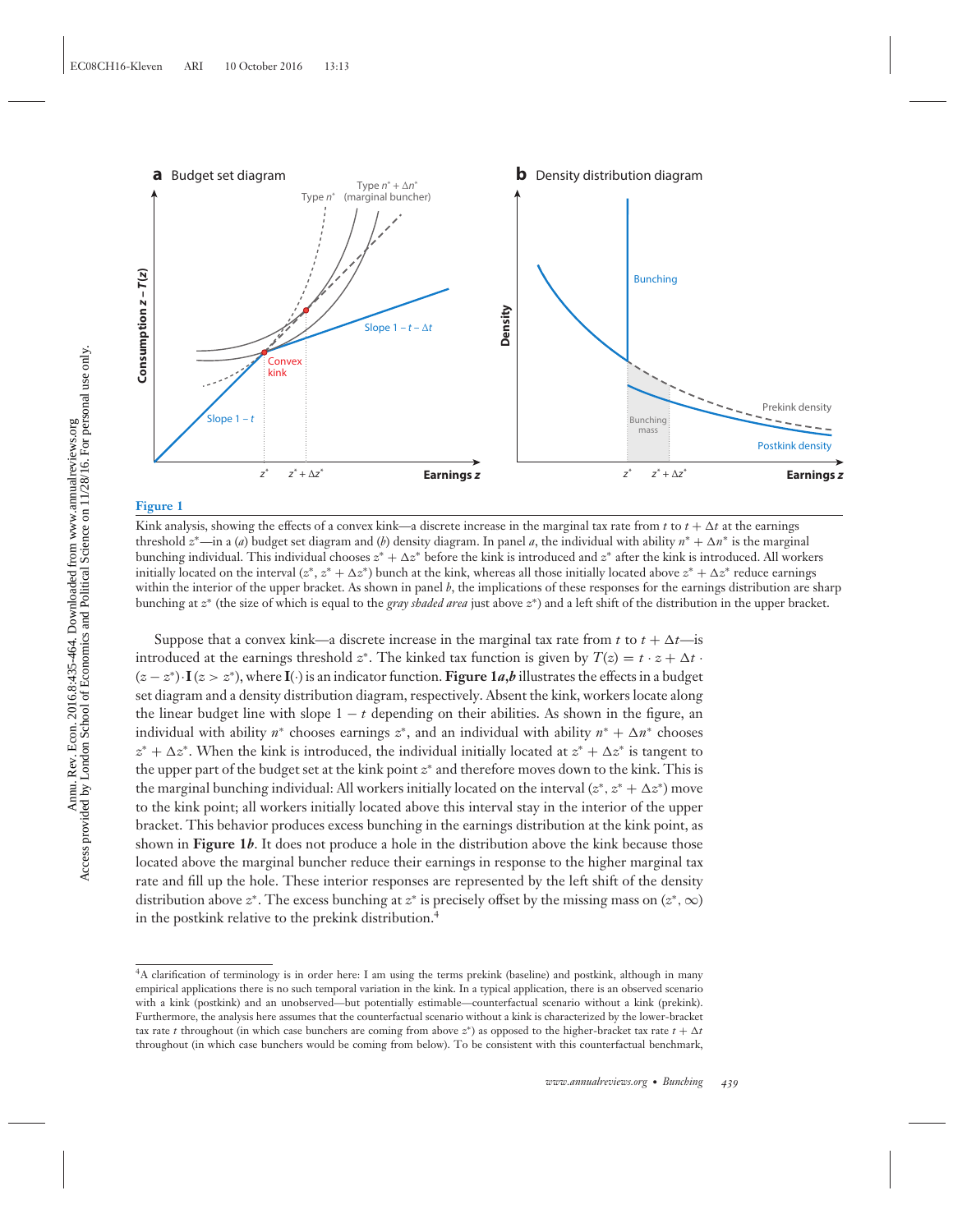**Figure 1**

Kink analysis, showing the effects of a convex kink—a discrete increase in the marginal tax rate from $t$ to $t + \Delta t$ at the earnings threshold $z^*$—in a (*a*) budget set diagram and (*b*) density diagram. In panel *a*, the individual with ability $n^* + \Delta n^*$ is the marginal bunching individual. This individual chooses $z^* + \Delta z^*$ before the kink is introduced and $z^*$ after the kink is introduced. All workers initially located on the interval $(z^*, z^* + \Delta z^*)$ bunch at the kink, whereas all those initially located above $z^* + \Delta z^*$ reduce earnings within the interior of the upper bracket. As shown in panel *b*, the implications of these responses for the earnings distribution are sharp bunching at $z^*$ (the size of which is equal to the *gray shaded area* just above $z^*$) and a left shift of the distribution in the upper bracket.

Suppose that a convex kink—a discrete increase in the marginal tax rate from $t$ to $t + \Delta t$—is introduced at the earnings threshold $z^*$. The kinked tax function is given by $T(z) = t \cdot z + \Delta t \cdot (z - z^*) \cdot \mathbf{I}(z > z^*)$, where $\mathbf{I}(\cdot)$ is an indicator function. **Figure 1*a*,*b*** illustrates the effects in a budget set diagram and a density distribution diagram, respectively. Absent the kink, workers locate along the linear budget line with slope $1 - t$ depending on their abilities. As shown in the figure, an individual with ability $n^*$ chooses earnings $z^*$, and an individual with ability $n^* + \Delta n^*$ chooses $z^* + \Delta z^*$. When the kink is introduced, the individual initially located at $z^* + \Delta z^*$ is tangent to the upper part of the budget set at the kink point $z^*$ and therefore moves down to the kink. This is the marginal bunching individual: All workers initially located on the interval $(z^*, z^* + \Delta z^*)$ move to the kink point; all workers initially located above this interval stay in the interior of the upper bracket. This behavior produces excess bunching in the earnings distribution at the kink point, as shown in **Figure 1*b***. It does not produce a hole in the distribution above the kink because those located above the marginal buncher reduce their earnings in response to the higher marginal tax rate and fill up the hole. These interior responses are represented by the left shift of the density distribution above $z^*$. The excess bunching at $z^*$ is precisely offset by the missing mass on $(z^*, \infty)$ in the postkink relative to the prekink distribution.[4]

[4] A clarification of terminology is in order here: I am using the terms prekink (baseline) and postkink, although in many empirical applications there is no such temporal variation in the kink. In a typical application, there is an observed scenario with a kink (postkink) and an unobserved—but potentially estimable—counterfactual scenario without a kink (prekink). Furthermore, the analysis here assumes that the counterfactual scenario without a kink is characterized by the lower-bracket tax rate $t$ throughout (in which case bunchers are coming from above $z^*$) as opposed to the higher-bracket tax rate $t + \Delta t$ throughout (in which case bunchers would be coming from below). To be consistent with this counterfactual benchmark,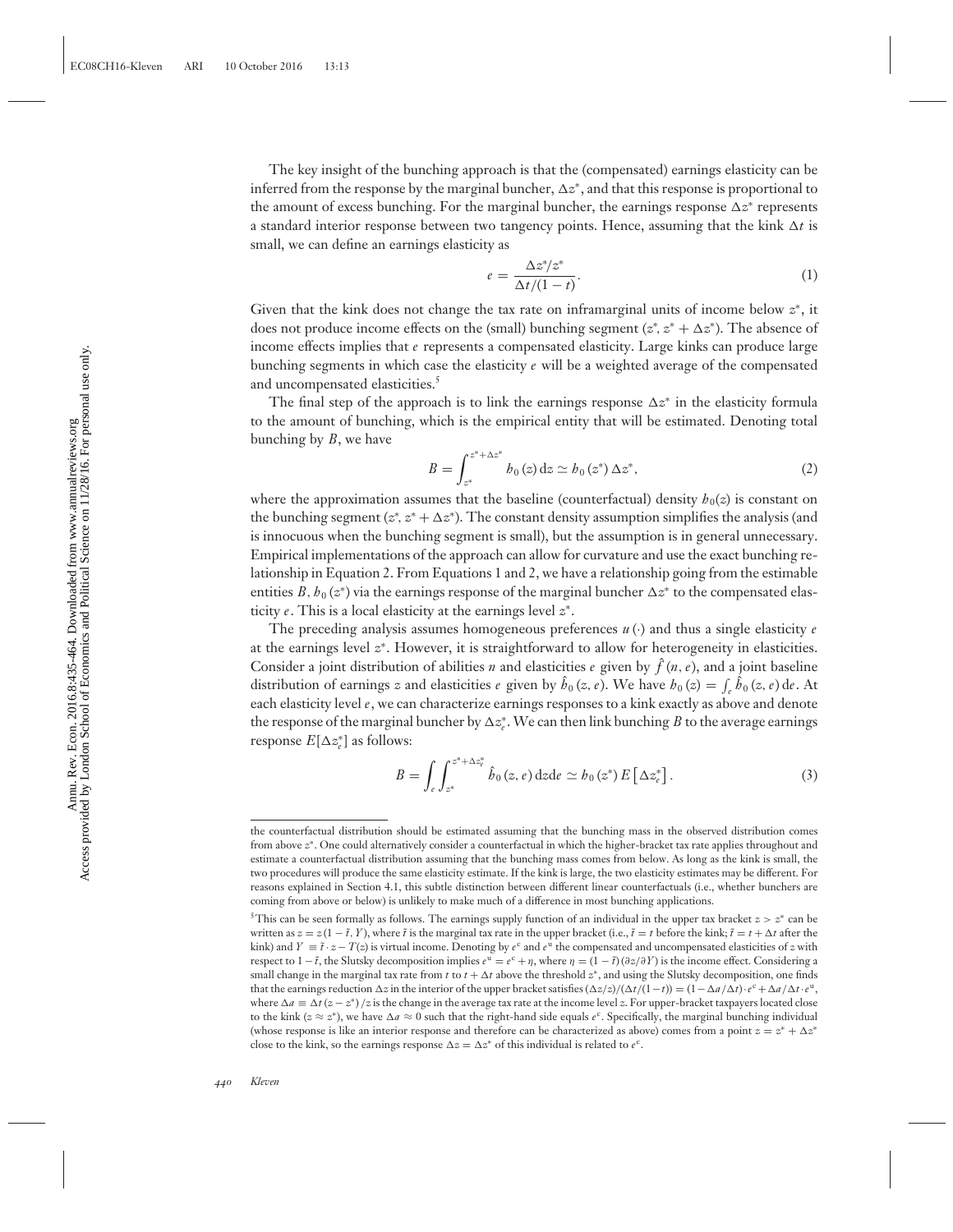The key insight of the bunching approach is that the (compensated) earnings elasticity can be inferred from the response by the marginal buncher, $\Delta z^*$, and that this response is proportional to the amount of excess bunching. For the marginal buncher, the earnings response $\Delta z^*$ represents a standard interior response between two tangency points. Hence, assuming that the kink $\Delta t$ is small, we can define an earnings elasticity as

$$e = \frac{\Delta z^*/z^*}{\Delta t/(1-t)}. \tag{1}$$

Given that the kink does not change the tax rate on inframarginal units of income below $z^*$, it does not produce income effects on the (small) bunching segment $(z^*, z^* + \Delta z^*)$. The absence of income effects implies that $e$ represents a compensated elasticity. Large kinks can produce large bunching segments in which case the elasticity $e$ will be a weighted average of the compensated and uncompensated elasticities.[5]

The final step of the approach is to link the earnings response $\Delta z^*$ in the elasticity formula to the amount of bunching, which is the empirical entity that will be estimated. Denoting total bunching by $B$, we have

$$B = \int_{z^*}^{z^*+\Delta z^*} h_0(z)\,\mathrm{d}z \simeq h_0(z^*)\,\Delta z^*, \tag{2}$$

where the approximation assumes that the baseline (counterfactual) density $h_0(z)$ is constant on the bunching segment $(z^*, z^* + \Delta z^*)$. The constant density assumption simplifies the analysis (and is innocuous when the bunching segment is small), but the assumption is in general unnecessary. Empirical implementations of the approach can allow for curvature and use the exact bunching relationship in Equation 2. From Equations 1 and 2, we have a relationship going from the estimable entities $B, h_0(z^*)$ via the earnings response of the marginal buncher $\Delta z^*$ to the compensated elasticity $e$. This is a local elasticity at the earnings level $z^*$.

The preceding analysis assumes homogeneous preferences $u(\cdot)$ and thus a single elasticity $e$ at the earnings level $z^*$. However, it is straightforward to allow for heterogeneity in elasticities. Consider a joint distribution of abilities $n$ and elasticities $e$ given by $\hat{f}(n, e)$, and a joint baseline distribution of earnings $z$ and elasticities $e$ given by $\hat{h}_0(z, e)$. We have $h_0(z) = \int_e \hat{h}_0(z, e)\,\mathrm{d}e$. At each elasticity level $e$, we can characterize earnings responses to a kink exactly as above and denote the response of the marginal buncher by $\Delta z_e^*$. We can then link bunching $B$ to the average earnings response $E[\Delta z_e^*]$ as follows:

$$B = \int_e \int_{z^*}^{z^*+\Delta z_e^*} \hat{h}_0(z, e)\,\mathrm{d}z\mathrm{d}e \simeq h_0(z^*)\,E\left[\Delta z_e^*\right]. \tag{3}$$

---

the counterfactual distribution should be estimated assuming that the bunching mass in the observed distribution comes from above $z^*$. One could alternatively consider a counterfactual in which the higher-bracket tax rate applies throughout and estimate a counterfactual distribution assuming that the bunching mass comes from below. As long as the kink is small, the two procedures will produce the same elasticity estimate. If the kink is large, the two elasticity estimates may be different. For reasons explained in Section 4.1, this subtle distinction between different linear counterfactuals (i.e., whether bunchers are coming from above or below) is unlikely to make much of a difference in most bunching applications.

[5]This can be seen formally as follows. The earnings supply function of an individual in the upper tax bracket $z > z^*$ can be written as $z = z(1-\tilde{t}, Y)$, where $\tilde{t}$ is the marginal tax rate in the upper bracket (i.e., $\tilde{t} = t$ before the kink; $\tilde{t} = t + \Delta t$ after the kink) and $Y \equiv \tilde{t} \cdot z - T(z)$ is virtual income. Denoting by $e^c$ and $e^u$ the compensated and uncompensated elasticities of $z$ with respect to $1-\tilde{t}$, the Slutsky decomposition implies $e^u = e^c + \eta$, where $\eta = (1-\tilde{t})(\partial z/\partial Y)$ is the income effect. Considering a small change in the marginal tax rate from $t$ to $t + \Delta t$ above the threshold $z^*$, and using the Slutsky decomposition, one finds that the earnings reduction $\Delta z$ in the interior of the upper bracket satisfies $(\Delta z/z)/(\Delta t/(1-t)) = (1 - \Delta a/\Delta t) \cdot e^c + \Delta a/\Delta t \cdot e^u$, where $\Delta a \equiv \Delta t\,(z - z^*)/z$ is the change in the average tax rate at the income level $z$. For upper-bracket taxpayers located close to the kink ($z \approx z^*$), we have $\Delta a \approx 0$ such that the right-hand side equals $e^c$. Specifically, the marginal bunching individual (whose response is like an interior response and therefore can be characterized as above) comes from a point $z = z^* + \Delta z^*$ close to the kink, so the earnings response $\Delta z = \Delta z^*$ of this individual is related to $e^c$.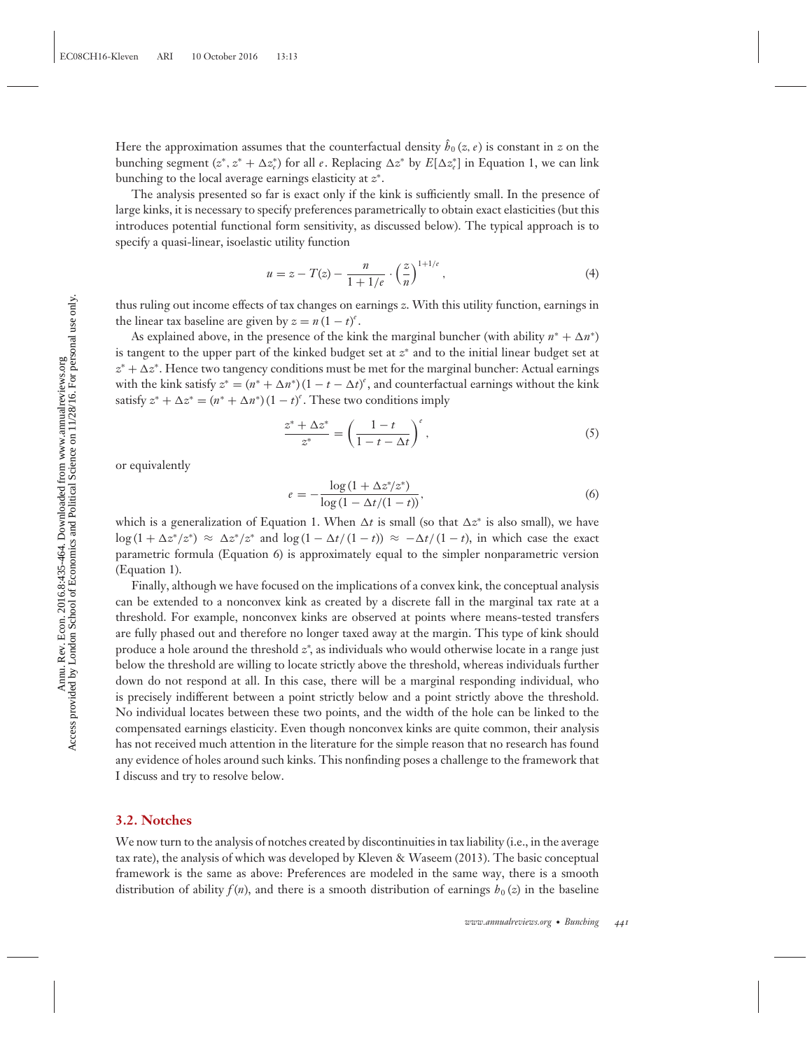Here the approximation assumes that the counterfactual density $\tilde{h}_0(z, e)$ is constant in $z$ on the bunching segment $(z^*, z^* + \Delta z_e^*)$ for all $e$. Replacing $\Delta z^*$ by $E[\Delta z_e^*]$ in Equation 1, we can link bunching to the local average earnings elasticity at $z^*$.

The analysis presented so far is exact only if the kink is sufficiently small. In the presence of large kinks, it is necessary to specify preferences parametrically to obtain exact elasticities (but this introduces potential functional form sensitivity, as discussed below). The typical approach is to specify a quasi-linear, isoelastic utility function

$$u = z - T(z) - \frac{n}{1 + 1/e} \cdot \left(\frac{z}{n}\right)^{1+1/e}, \tag{4}$$

thus ruling out income effects of tax changes on earnings $z$. With this utility function, earnings in the linear tax baseline are given by $z = n(1-t)^e$.

As explained above, in the presence of the kink the marginal buncher (with ability $n^* + \Delta n^*$) is tangent to the upper part of the kinked budget set at $z^*$ and to the initial linear budget set at $z^* + \Delta z^*$. Hence two tangency conditions must be met for the marginal buncher: Actual earnings with the kink satisfy $z^* = (n^* + \Delta n^*)(1 - t - \Delta t)^e$, and counterfactual earnings without the kink satisfy $z^* + \Delta z^* = (n^* + \Delta n^*)(1-t)^e$. These two conditions imply

$$\frac{z^* + \Delta z^*}{z^*} = \left(\frac{1-t}{1-t-\Delta t}\right)^e, \tag{5}$$

or equivalently

$$e = -\frac{\log(1 + \Delta z^*/z^*)}{\log(1 - \Delta t/(1-t))}, \tag{6}$$

which is a generalization of Equation 1. When $\Delta t$ is small (so that $\Delta z^*$ is also small), we have $\log(1 + \Delta z^*/z^*) \approx \Delta z^*/z^*$ and $\log(1 - \Delta t/(1-t)) \approx -\Delta t/(1-t)$, in which case the exact parametric formula (Equation 6) is approximately equal to the simpler nonparametric version (Equation 1).

Finally, although we have focused on the implications of a convex kink, the conceptual analysis can be extended to a nonconvex kink as created by a discrete fall in the marginal tax rate at a threshold. For example, nonconvex kinks are observed at points where means-tested transfers are fully phased out and therefore no longer taxed away at the margin. This type of kink should produce a hole around the threshold $z^*$, as individuals who would otherwise locate in a range just below the threshold are willing to locate strictly above the threshold, whereas individuals further down do not respond at all. In this case, there will be a marginal responding individual, who is precisely indifferent between a point strictly below and a point strictly above the threshold. No individual locates between these two points, and the width of the hole can be linked to the compensated earnings elasticity. Even though nonconvex kinks are quite common, their analysis has not received much attention in the literature for the simple reason that no research has found any evidence of holes around such kinks. This nonfinding poses a challenge to the framework that I discuss and try to resolve below.

### 3.2. Notches

We now turn to the analysis of notches created by discontinuities in tax liability (i.e., in the average tax rate), the analysis of which was developed by Kleven & Waseem (2013). The basic conceptual framework is the same as above: Preferences are modeled in the same way, there is a smooth distribution of ability $f(n)$, and there is a smooth distribution of earnings $h_0(z)$ in the baseline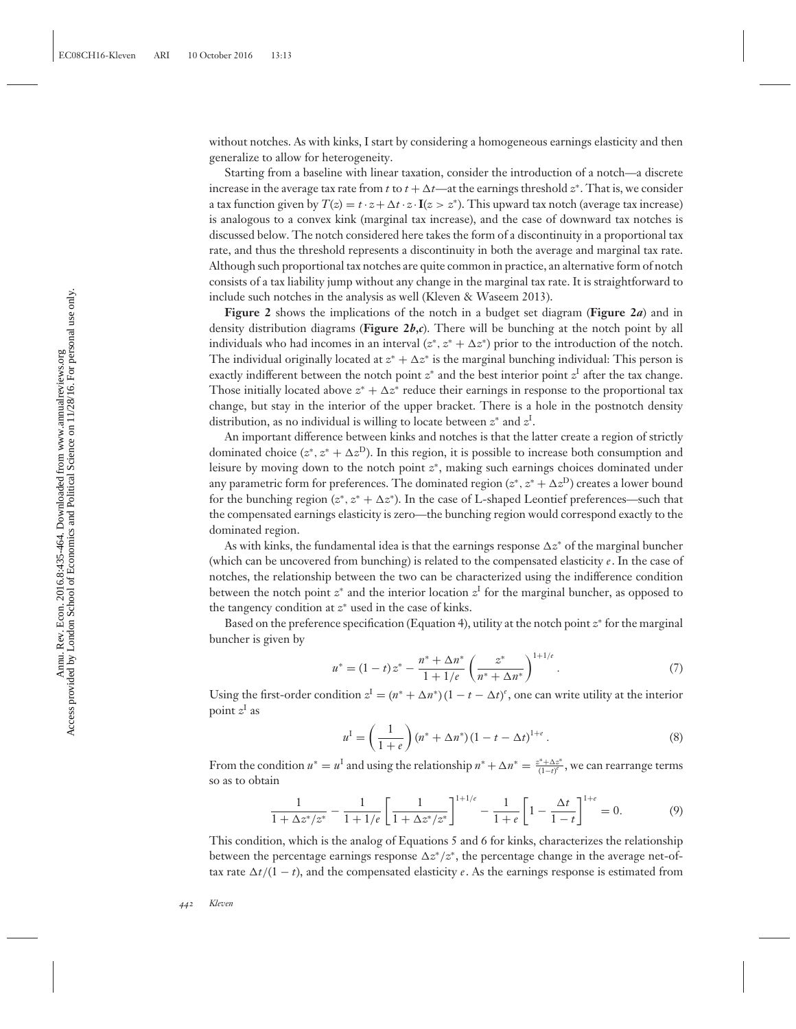without notches. As with kinks, I start by considering a homogeneous earnings elasticity and then generalize to allow for heterogeneity.

Starting from a baseline with linear taxation, consider the introduction of a notch—a discrete increase in the average tax rate from $t$ to $t + \Delta t$—at the earnings threshold $z^*$. That is, we consider a tax function given by $T(z) = t \cdot z + \Delta t \cdot z \cdot \mathbf{I}(z > z^*)$. This upward tax notch (average tax increase) is analogous to a convex kink (marginal tax increase), and the case of downward tax notches is discussed below. The notch considered here takes the form of a discontinuity in a proportional tax rate, and thus the threshold represents a discontinuity in both the average and marginal tax rate. Although such proportional tax notches are quite common in practice, an alternative form of notch consists of a tax liability jump without any change in the marginal tax rate. It is straightforward to include such notches in the analysis as well (Kleven & Waseem 2013).

**Figure 2** shows the implications of the notch in a budget set diagram (**Figure 2*a***) and in density distribution diagrams (**Figure 2*b*,*c***). There will be bunching at the notch point by all individuals who had incomes in an interval $(z^*, z^* + \Delta z^*)$ prior to the introduction of the notch. The individual originally located at $z^* + \Delta z^*$ is the marginal bunching individual: This person is exactly indifferent between the notch point $z^*$ and the best interior point $z^{\mathrm{I}}$ after the tax change. Those initially located above $z^* + \Delta z^*$ reduce their earnings in response to the proportional tax change, but stay in the interior of the upper bracket. There is a hole in the postnotch density distribution, as no individual is willing to locate between $z^*$ and $z^{\mathrm{I}}$.

An important difference between kinks and notches is that the latter create a region of strictly dominated choice $(z^*, z^* + \Delta z^{\mathrm{D}})$. In this region, it is possible to increase both consumption and leisure by moving down to the notch point $z^*$, making such earnings choices dominated under any parametric form for preferences. The dominated region $(z^*, z^* + \Delta z^{\mathrm{D}})$ creates a lower bound for the bunching region $(z^*, z^* + \Delta z^*)$. In the case of L-shaped Leontief preferences—such that the compensated earnings elasticity is zero—the bunching region would correspond exactly to the dominated region.

As with kinks, the fundamental idea is that the earnings response $\Delta z^*$ of the marginal buncher (which can be uncovered from bunching) is related to the compensated elasticity $e$. In the case of notches, the relationship between the two can be characterized using the indifference condition between the notch point $z^*$ and the interior location $z^{\mathrm{I}}$ for the marginal buncher, as opposed to the tangency condition at $z^*$ used in the case of kinks.

Based on the preference specification (Equation 4), utility at the notch point $z^*$ for the marginal buncher is given by

$$u^* = (1-t)\,z^* - \frac{n^* + \Delta n^*}{1 + 1/e}\left(\frac{z^*}{n^* + \Delta n^*}\right)^{1+1/e}. \tag{7}$$

Using the first-order condition $z^{\mathrm{I}} = (n^* + \Delta n^*)\,(1 - t - \Delta t)^e$, one can write utility at the interior point $z^{\mathrm{I}}$ as

$$u^{\mathrm{I}} = \left(\frac{1}{1+e}\right)(n^* + \Delta n^*)\,(1 - t - \Delta t)^{1+e}. \tag{8}$$

From the condition $u^* = u^{\mathrm{I}}$ and using the relationship $n^* + \Delta n^* = \frac{z^* + \Delta z^*}{(1-t)^e}$, we can rearrange terms so as to obtain

$$\frac{1}{1 + \Delta z^*/z^*} - \frac{1}{1 + 1/e}\left[\frac{1}{1 + \Delta z^*/z^*}\right]^{1+1/e} - \frac{1}{1+e}\left[1 - \frac{\Delta t}{1-t}\right]^{1+e} = 0. \tag{9}$$

This condition, which is the analog of Equations 5 and 6 for kinks, characterizes the relationship between the percentage earnings response $\Delta z^*/z^*$, the percentage change in the average net-of-tax rate $\Delta t/(1-t)$, and the compensated elasticity $e$. As the earnings response is estimated from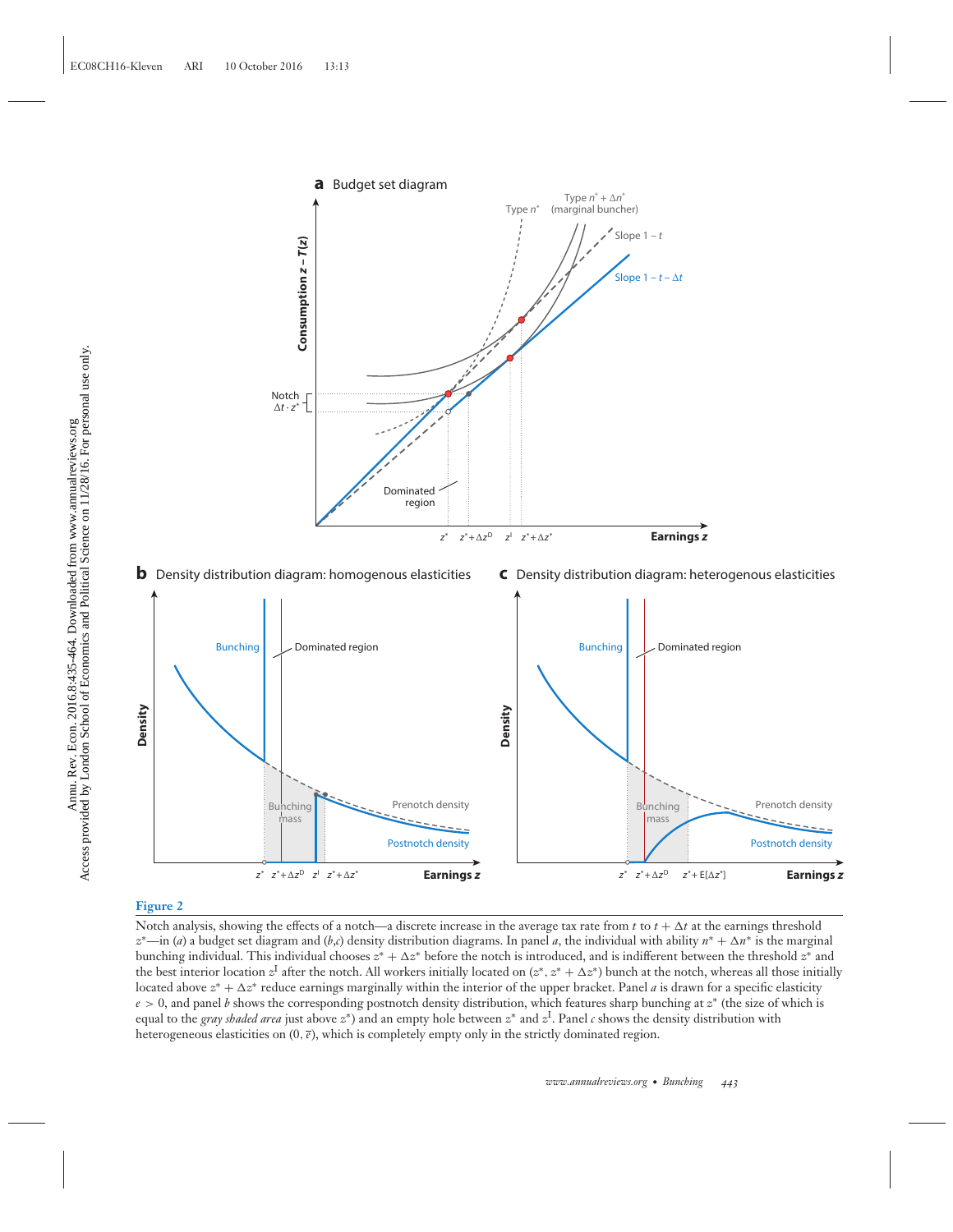**Figure 2**

Notch analysis, showing the effects of a notch—a discrete increase in the average tax rate from $t$ to $t + \Delta t$ at the earnings threshold $z^*$—in (*a*) a budget set diagram and (*b*,*c*) density distribution diagrams. In panel *a*, the individual with ability $n^* + \Delta n^*$ is the marginal bunching individual. This individual chooses $z^* + \Delta z^*$ before the notch is introduced, and is indifferent between the threshold $z^*$ and the best interior location $z^I$ after the notch. All workers initially located on $(z^*, z^* + \Delta z^*)$ bunch at the notch, whereas all those initially located above $z^* + \Delta z^*$ reduce earnings marginally within the interior of the upper bracket. Panel *a* is drawn for a specific elasticity $e > 0$, and panel *b* shows the corresponding postnotch density distribution, which features sharp bunching at $z^*$ (the size of which is equal to the *gray shaded area* just above $z^*$) and an empty hole between $z^*$ and $z^I$. Panel *c* shows the density distribution with heterogeneous elasticities on $(0, \bar{e})$, which is completely empty only in the strictly dominated region.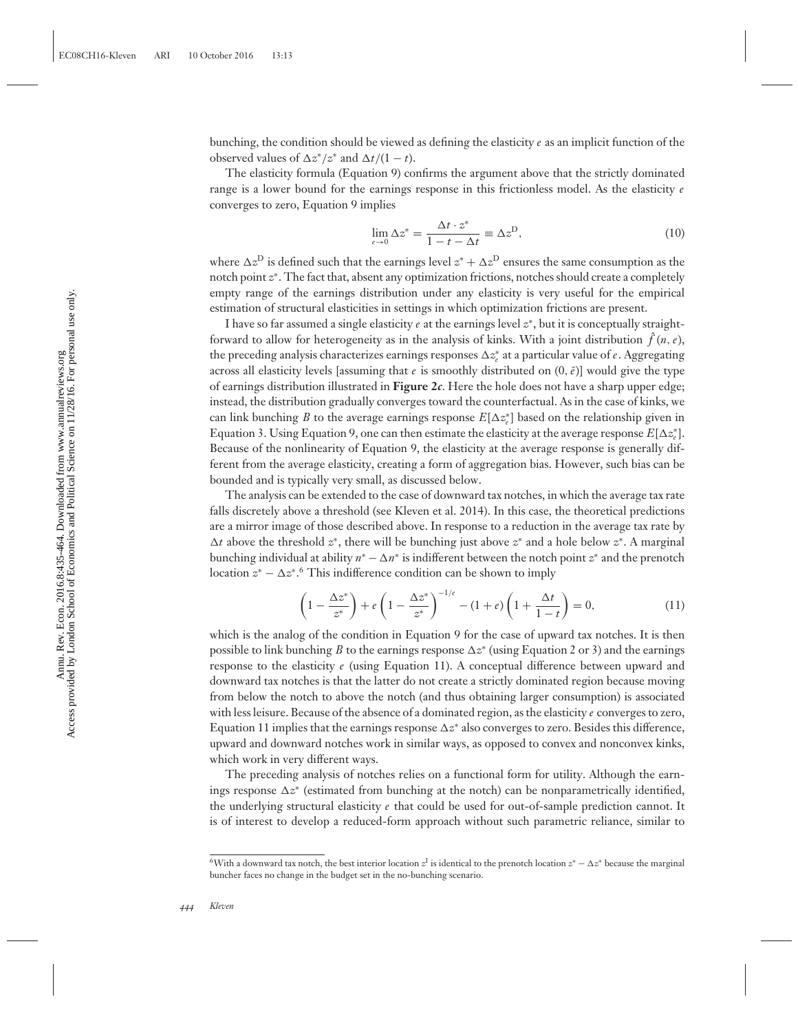bunching, the condition should be viewed as defining the elasticity $e$ as an implicit function of the observed values of $\Delta z^*/z^*$ and $\Delta t/(1-t)$.

The elasticity formula (Equation 9) confirms the argument above that the strictly dominated range is a lower bound for the earnings response in this frictionless model. As the elasticity $e$ converges to zero, Equation 9 implies

$$\lim_{e \to 0} \Delta z^* = \frac{\Delta t \cdot z^*}{1 - t - \Delta t} \equiv \Delta z^{\mathrm{D}}, \tag{10}$$

where $\Delta z^{\mathrm{D}}$ is defined such that the earnings level $z^* + \Delta z^{\mathrm{D}}$ ensures the same consumption as the notch point $z^*$. The fact that, absent any optimization frictions, notches should create a completely empty range of the earnings distribution under any elasticity is very useful for the empirical estimation of structural elasticities in settings in which optimization frictions are present.

I have so far assumed a single elasticity $e$ at the earnings level $z^*$, but it is conceptually straightforward to allow for heterogeneity as in the analysis of kinks. With a joint distribution $\hat{f}(n, e)$, the preceding analysis characterizes earnings responses $\Delta z_e^*$ at a particular value of $e$. Aggregating across all elasticity levels [assuming that $e$ is smoothly distributed on $(0, \bar{e})$] would give the type of earnings distribution illustrated in **Figure 2c**. Here the hole does not have a sharp upper edge; instead, the distribution gradually converges toward the counterfactual. As in the case of kinks, we can link bunching $B$ to the average earnings response $E[\Delta z_e^*]$ based on the relationship given in Equation 3. Using Equation 9, one can then estimate the elasticity at the average response $E[\Delta z_e^*]$. Because of the nonlinearity of Equation 9, the elasticity at the average response is generally different from the average elasticity, creating a form of aggregation bias. However, such bias can be bounded and is typically very small, as discussed below.

The analysis can be extended to the case of downward tax notches, in which the average tax rate falls discretely above a threshold (see Kleven et al. 2014). In this case, the theoretical predictions are a mirror image of those described above. In response to a reduction in the average tax rate by $\Delta t$ above the threshold $z^*$, there will be bunching just above $z^*$ and a hole below $z^*$. A marginal bunching individual at ability $n^* - \Delta n^*$ is indifferent between the notch point $z^*$ and the prenotch location $z^* - \Delta z^*$.[6] This indifference condition can be shown to imply

$$\left(1 - \frac{\Delta z^*}{z^*}\right) + e\left(1 - \frac{\Delta z^*}{z^*}\right)^{-1/e} - (1+e)\left(1 + \frac{\Delta t}{1-t}\right) = 0, \tag{11}$$

which is the analog of the condition in Equation 9 for the case of upward tax notches. It is then possible to link bunching $B$ to the earnings response $\Delta z^*$ (using Equation 2 or 3) and the earnings response to the elasticity $e$ (using Equation 11). A conceptual difference between upward and downward tax notches is that the latter do not create a strictly dominated region because moving from below the notch to above the notch (and thus obtaining larger consumption) is associated with less leisure. Because of the absence of a dominated region, as the elasticity $e$ converges to zero, Equation 11 implies that the earnings response $\Delta z^*$ also converges to zero. Besides this difference, upward and downward notches work in similar ways, as opposed to convex and nonconvex kinks, which work in very different ways.

The preceding analysis of notches relies on a functional form for utility. Although the earnings response $\Delta z^*$ (estimated from bunching at the notch) can be nonparametrically identified, the underlying structural elasticity $e$ that could be used for out-of-sample prediction cannot. It is of interest to develop a reduced-form approach without such parametric reliance, similar to

[6] With a downward tax notch, the best interior location $z^{\mathrm{I}}$ is identical to the prenotch location $z^* - \Delta z^*$ because the marginal buncher faces no change in the budget set in the no-bunching scenario.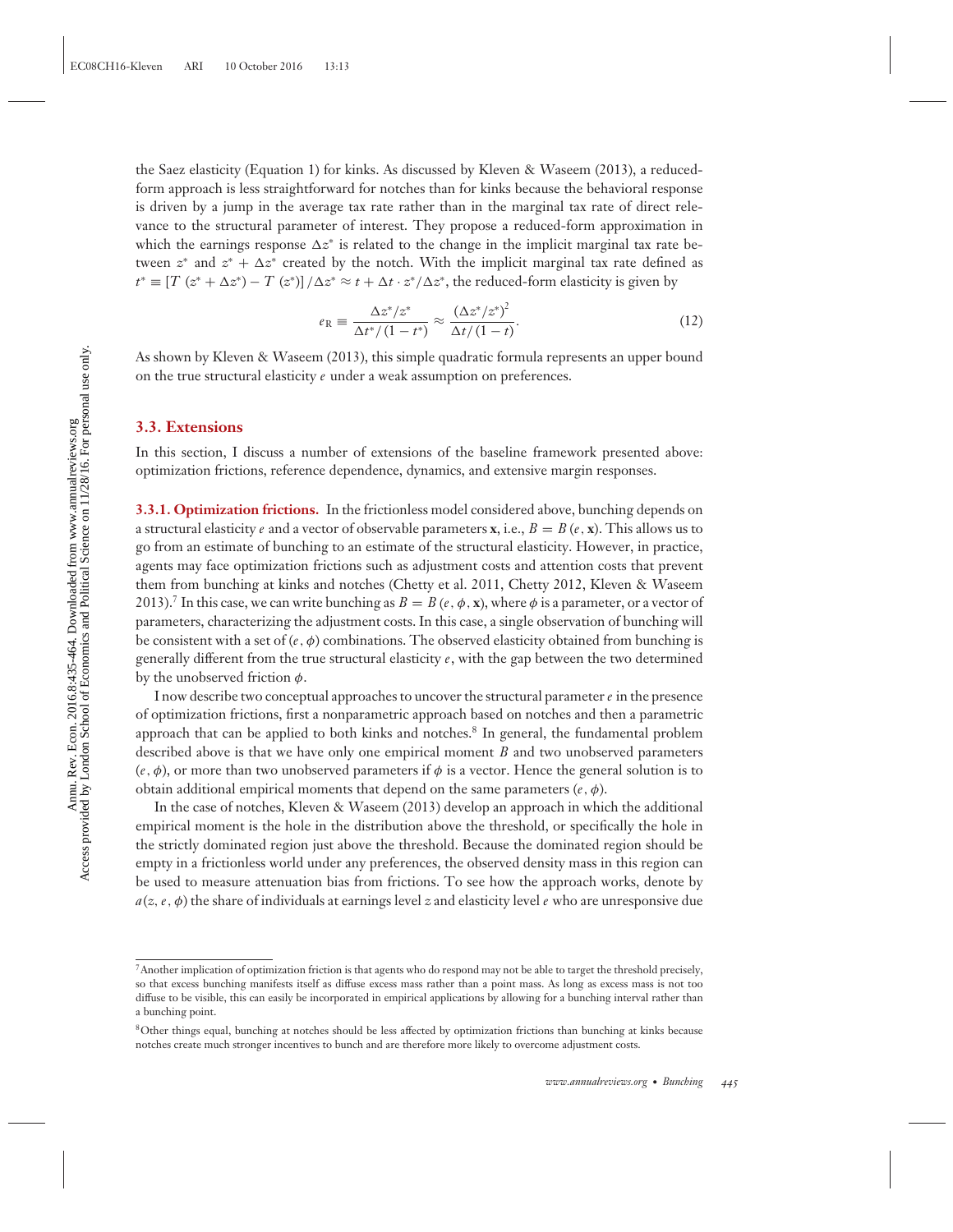the Saez elasticity (Equation 1) for kinks. As discussed by Kleven & Waseem (2013), a reduced-form approach is less straightforward for notches than for kinks because the behavioral response is driven by a jump in the average tax rate rather than in the marginal tax rate of direct relevance to the structural parameter of interest. They propose a reduced-form approximation in which the earnings response $\Delta z^*$ is related to the change in the implicit marginal tax rate between $z^*$ and $z^* + \Delta z^*$ created by the notch. With the implicit marginal tax rate defined as $t^* \equiv [T(z^* + \Delta z^*) - T(z^*)]/\Delta z^* \approx t + \Delta t \cdot z^*/\Delta z^*$, the reduced-form elasticity is given by

$$e_{\mathrm{R}} \equiv \frac{\Delta z^*/z^*}{\Delta t^*/(1-t^*)} \approx \frac{(\Delta z^*/z^*)^2}{\Delta t/(1-t)}. \tag{12}$$

As shown by Kleven & Waseem (2013), this simple quadratic formula represents an upper bound on the true structural elasticity $e$ under a weak assumption on preferences.

### 3.3. Extensions

In this section, I discuss a number of extensions of the baseline framework presented above: optimization frictions, reference dependence, dynamics, and extensive margin responses.

**3.3.1. Optimization frictions.** In the frictionless model considered above, bunching depends on a structural elasticity $e$ and a vector of observable parameters $\mathbf{x}$, i.e., $B = B(e, \mathbf{x})$. This allows us to go from an estimate of bunching to an estimate of the structural elasticity. However, in practice, agents may face optimization frictions such as adjustment costs and attention costs that prevent them from bunching at kinks and notches (Chetty et al. 2011, Chetty 2012, Kleven & Waseem 2013).[7] In this case, we can write bunching as $B = B(e, \phi, \mathbf{x})$, where $\phi$ is a parameter, or a vector of parameters, characterizing the adjustment costs. In this case, a single observation of bunching will be consistent with a set of $(e, \phi)$ combinations. The observed elasticity obtained from bunching is generally different from the true structural elasticity $e$, with the gap between the two determined by the unobserved friction $\phi$.

I now describe two conceptual approaches to uncover the structural parameter $e$ in the presence of optimization frictions, first a nonparametric approach based on notches and then a parametric approach that can be applied to both kinks and notches.[8] In general, the fundamental problem described above is that we have only one empirical moment $B$ and two unobserved parameters $(e, \phi)$, or more than two unobserved parameters if $\phi$ is a vector. Hence the general solution is to obtain additional empirical moments that depend on the same parameters $(e, \phi)$.

In the case of notches, Kleven & Waseem (2013) develop an approach in which the additional empirical moment is the hole in the distribution above the threshold, or specifically the hole in the strictly dominated region just above the threshold. Because the dominated region should be empty in a frictionless world under any preferences, the observed density mass in this region can be used to measure attenuation bias from frictions. To see how the approach works, denote by $a(z, e, \phi)$ the share of individuals at earnings level $z$ and elasticity level $e$ who are unresponsive due

---

[7] Another implication of optimization friction is that agents who do respond may not be able to target the threshold precisely, so that excess bunching manifests itself as diffuse excess mass rather than a point mass. As long as excess mass is not too diffuse to be visible, this can easily be incorporated in empirical applications by allowing for a bunching interval rather than a bunching point.

[8] Other things equal, bunching at notches should be less affected by optimization frictions than bunching at kinks because notches create much stronger incentives to bunch and are therefore more likely to overcome adjustment costs.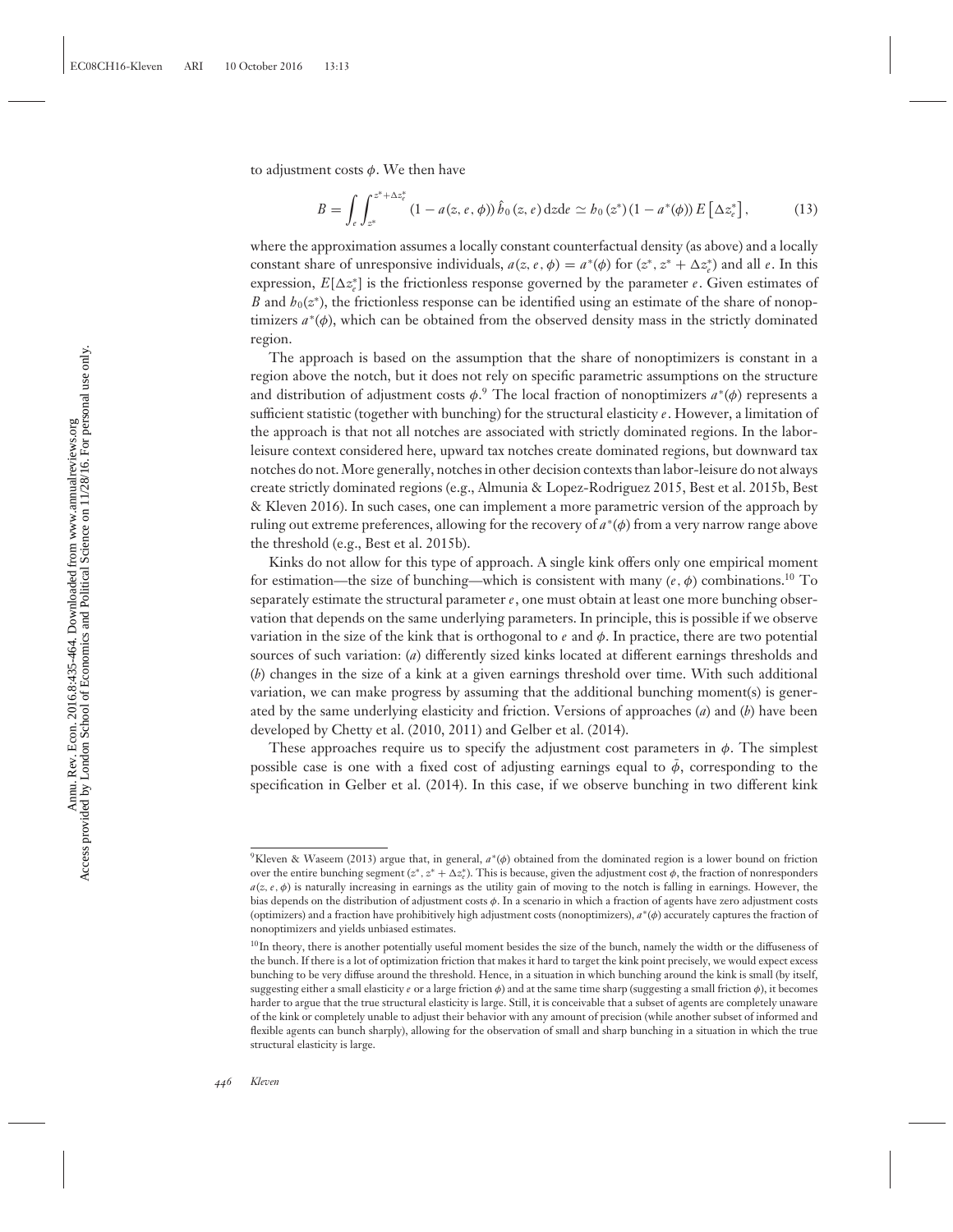to adjustment costs $\phi$. We then have

$$B = \int_e \int_{z^*}^{z^* + \Delta z_e^*} (1 - a(z, e, \phi)) \hat{h}_0(z, e) \, dz de \simeq h_0(z^*)(1 - a^*(\phi)) E\left[\Delta z_e^*\right], \tag{13}$$

where the approximation assumes a locally constant counterfactual density (as above) and a locally constant share of unresponsive individuals, $a(z, e, \phi) = a^*(\phi)$ for $(z^*, z^* + \Delta z_e^*)$ and all $e$. In this expression, $E[\Delta z_e^*]$ is the frictionless response governed by the parameter $e$. Given estimates of $B$ and $h_0(z^*)$, the frictionless response can be identified using an estimate of the share of nonoptimizers $a^*(\phi)$, which can be obtained from the observed density mass in the strictly dominated region.

The approach is based on the assumption that the share of nonoptimizers is constant in a region above the notch, but it does not rely on specific parametric assumptions on the structure and distribution of adjustment costs $\phi$.[9] The local fraction of nonoptimizers $a^*(\phi)$ represents a sufficient statistic (together with bunching) for the structural elasticity $e$. However, a limitation of the approach is that not all notches are associated with strictly dominated regions. In the labor-leisure context considered here, upward tax notches create dominated regions, but downward tax notches do not. More generally, notches in other decision contexts than labor-leisure do not always create strictly dominated regions (e.g., Almunia & Lopez-Rodriguez 2015, Best et al. 2015b, Best & Kleven 2016). In such cases, one can implement a more parametric version of the approach by ruling out extreme preferences, allowing for the recovery of $a^*(\phi)$ from a very narrow range above the threshold (e.g., Best et al. 2015b).

Kinks do not allow for this type of approach. A single kink offers only one empirical moment for estimation—the size of bunching—which is consistent with many $(e, \phi)$ combinations.[10] To separately estimate the structural parameter $e$, one must obtain at least one more bunching observation that depends on the same underlying parameters. In principle, this is possible if we observe variation in the size of the kink that is orthogonal to $e$ and $\phi$. In practice, there are two potential sources of such variation: (*a*) differently sized kinks located at different earnings thresholds and (*b*) changes in the size of a kink at a given earnings threshold over time. With such additional variation, we can make progress by assuming that the additional bunching moment(s) is generated by the same underlying elasticity and friction. Versions of approaches (*a*) and (*b*) have been developed by Chetty et al. (2010, 2011) and Gelber et al. (2014).

These approaches require us to specify the adjustment cost parameters in $\phi$. The simplest possible case is one with a fixed cost of adjusting earnings equal to $\bar{\phi}$, corresponding to the specification in Gelber et al. (2014). In this case, if we observe bunching in two different kink

---

[9] Kleven & Waseem (2013) argue that, in general, $a^*(\phi)$ obtained from the dominated region is a lower bound on friction over the entire bunching segment $(z^*, z^* + \Delta z_e^*)$. This is because, given the adjustment cost $\phi$, the fraction of nonresponders $a(z, e, \phi)$ is naturally increasing in earnings as the utility gain of moving to the notch is falling in earnings. However, the bias depends on the distribution of adjustment costs $\phi$. In a scenario in which a fraction of agents have zero adjustment costs (optimizers) and a fraction have prohibitively high adjustment costs (nonoptimizers), $a^*(\phi)$ accurately captures the fraction of nonoptimizers and yields unbiased estimates.

[10] In theory, there is another potentially useful moment besides the size of the bunch, namely the width or the diffuseness of the bunch. If there is a lot of optimization friction that makes it hard to target the kink point precisely, we would expect excess bunching to be very diffuse around the threshold. Hence, in a situation in which bunching around the kink is small (by itself, suggesting either a small elasticity $e$ or a large friction $\phi$) and at the same time sharp (suggesting a small friction $\phi$), it becomes harder to argue that the true structural elasticity is large. Still, it is conceivable that a subset of agents are completely unaware of the kink or completely unable to adjust their behavior with any amount of precision (while another subset of informed and flexible agents can bunch sharply), allowing for the observation of small and sharp bunching in a situation in which the true structural elasticity is large.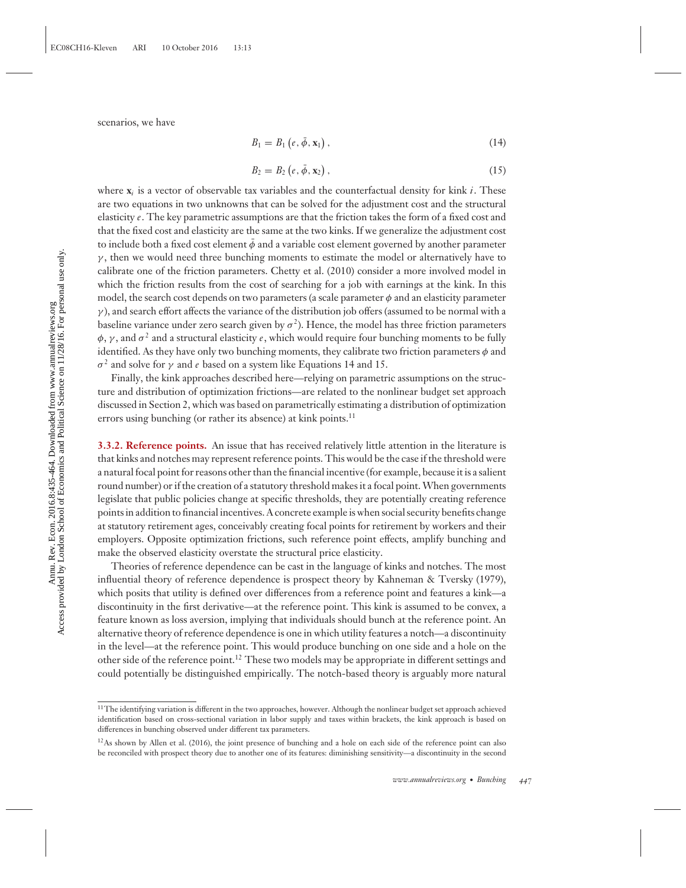scenarios, we have

$$B_1 = B_1\left(e, \bar{\phi}, \mathbf{x}_1\right), \tag{14}$$

$$B_2 = B_2\left(e, \bar{\phi}, \mathbf{x}_2\right), \tag{15}$$

where $\mathbf{x}_i$ is a vector of observable tax variables and the counterfactual density for kink $i$. These are two equations in two unknowns that can be solved for the adjustment cost and the structural elasticity $e$. The key parametric assumptions are that the friction takes the form of a fixed cost and that the fixed cost and elasticity are the same at the two kinks. If we generalize the adjustment cost to include both a fixed cost element $\bar{\phi}$ and a variable cost element governed by another parameter $\gamma$, then we would need three bunching moments to estimate the model or alternatively have to calibrate one of the friction parameters. Chetty et al. (2010) consider a more involved model in which the friction results from the cost of searching for a job with earnings at the kink. In this model, the search cost depends on two parameters (a scale parameter $\phi$ and an elasticity parameter $\gamma$), and search effort affects the variance of the distribution job offers (assumed to be normal with a baseline variance under zero search given by $\sigma^2$). Hence, the model has three friction parameters $\phi$, $\gamma$, and $\sigma^2$ and a structural elasticity $e$, which would require four bunching moments to be fully identified. As they have only two bunching moments, they calibrate two friction parameters $\phi$ and $\sigma^2$ and solve for $\gamma$ and $e$ based on a system like Equations 14 and 15.

Finally, the kink approaches described here—relying on parametric assumptions on the structure and distribution of optimization frictions—are related to the nonlinear budget set approach discussed in Section 2, which was based on parametrically estimating a distribution of optimization errors using bunching (or rather its absence) at kink points.[11]

**3.3.2. Reference points.** An issue that has received relatively little attention in the literature is that kinks and notches may represent reference points. This would be the case if the threshold were a natural focal point for reasons other than the financial incentive (for example, because it is a salient round number) or if the creation of a statutory threshold makes it a focal point. When governments legislate that public policies change at specific thresholds, they are potentially creating reference points in addition to financial incentives. A concrete example is when social security benefits change at statutory retirement ages, conceivably creating focal points for retirement by workers and their employers. Opposite optimization frictions, such reference point effects, amplify bunching and make the observed elasticity overstate the structural price elasticity.

Theories of reference dependence can be cast in the language of kinks and notches. The most influential theory of reference dependence is prospect theory by Kahneman & Tversky (1979), which posits that utility is defined over differences from a reference point and features a kink—a discontinuity in the first derivative—at the reference point. This kink is assumed to be convex, a feature known as loss aversion, implying that individuals should bunch at the reference point. An alternative theory of reference dependence is one in which utility features a notch—a discontinuity in the level—at the reference point. This would produce bunching on one side and a hole on the other side of the reference point.[12] These two models may be appropriate in different settings and could potentially be distinguished empirically. The notch-based theory is arguably more natural

[11] The identifying variation is different in the two approaches, however. Although the nonlinear budget set approach achieved identification based on cross-sectional variation in labor supply and taxes within brackets, the kink approach is based on differences in bunching observed under different tax parameters.

[12] As shown by Allen et al. (2016), the joint presence of bunching and a hole on each side of the reference point can also be reconciled with prospect theory due to another one of its features: diminishing sensitivity—a discontinuity in the second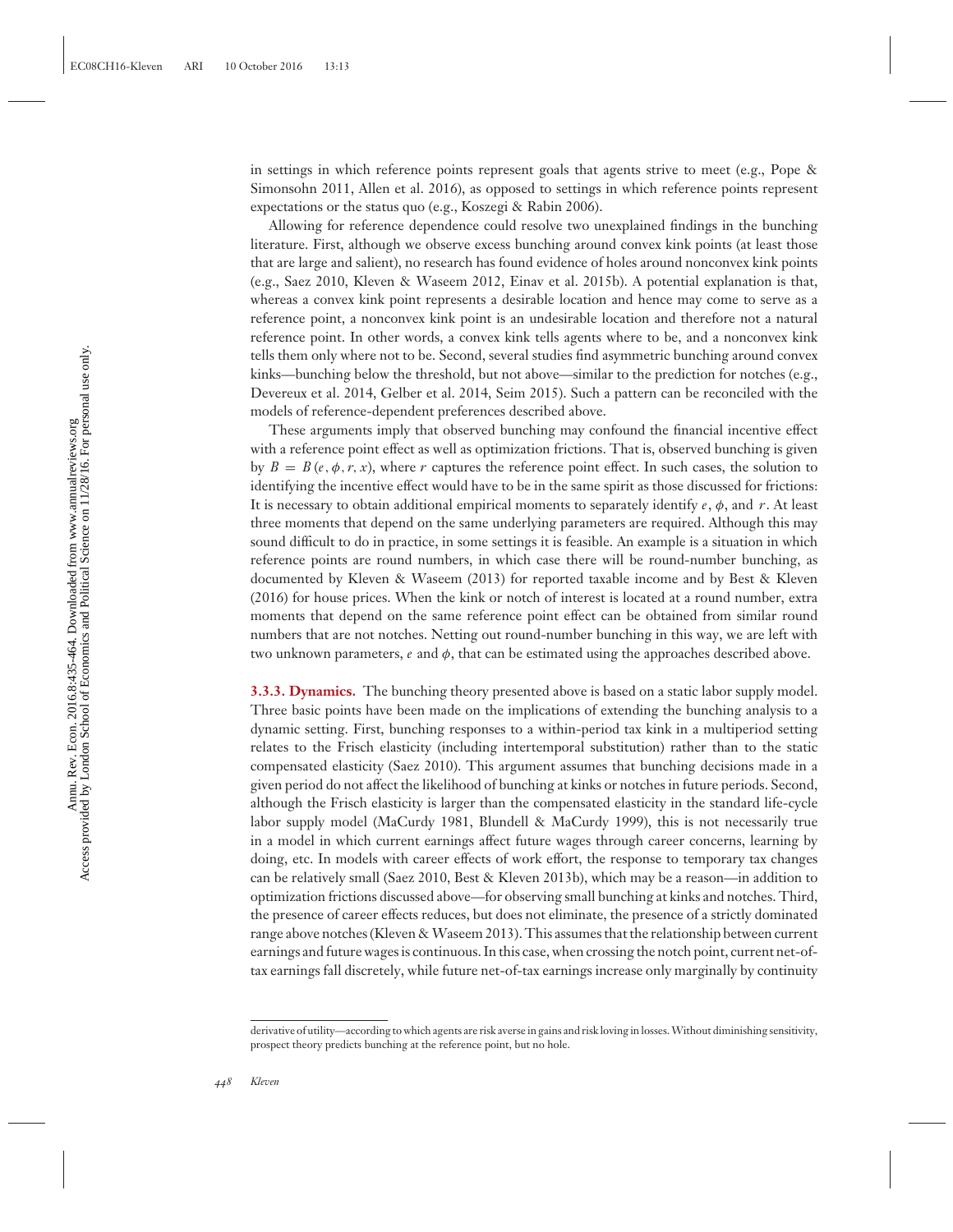in settings in which reference points represent goals that agents strive to meet (e.g., Pope & Simonsohn 2011, Allen et al. 2016), as opposed to settings in which reference points represent expectations or the status quo (e.g., Koszegi & Rabin 2006).

Allowing for reference dependence could resolve two unexplained findings in the bunching literature. First, although we observe excess bunching around convex kink points (at least those that are large and salient), no research has found evidence of holes around nonconvex kink points (e.g., Saez 2010, Kleven & Waseem 2012, Einav et al. 2015b). A potential explanation is that, whereas a convex kink point represents a desirable location and hence may come to serve as a reference point, a nonconvex kink point is an undesirable location and therefore not a natural reference point. In other words, a convex kink tells agents where to be, and a nonconvex kink tells them only where not to be. Second, several studies find asymmetric bunching around convex kinks—bunching below the threshold, but not above—similar to the prediction for notches (e.g., Devereux et al. 2014, Gelber et al. 2014, Seim 2015). Such a pattern can be reconciled with the models of reference-dependent preferences described above.

These arguments imply that observed bunching may confound the financial incentive effect with a reference point effect as well as optimization frictions. That is, observed bunching is given by $B = B(e, \phi, r, x)$, where $r$ captures the reference point effect. In such cases, the solution to identifying the incentive effect would have to be in the same spirit as those discussed for frictions: It is necessary to obtain additional empirical moments to separately identify $e$, $\phi$, and $r$. At least three moments that depend on the same underlying parameters are required. Although this may sound difficult to do in practice, in some settings it is feasible. An example is a situation in which reference points are round numbers, in which case there will be round-number bunching, as documented by Kleven & Waseem (2013) for reported taxable income and by Best & Kleven (2016) for house prices. When the kink or notch of interest is located at a round number, extra moments that depend on the same reference point effect can be obtained from similar round numbers that are not notches. Netting out round-number bunching in this way, we are left with two unknown parameters, $e$ and $\phi$, that can be estimated using the approaches described above.

**3.3.3. Dynamics.** The bunching theory presented above is based on a static labor supply model. Three basic points have been made on the implications of extending the bunching analysis to a dynamic setting. First, bunching responses to a within-period tax kink in a multiperiod setting relates to the Frisch elasticity (including intertemporal substitution) rather than to the static compensated elasticity (Saez 2010). This argument assumes that bunching decisions made in a given period do not affect the likelihood of bunching at kinks or notches in future periods. Second, although the Frisch elasticity is larger than the compensated elasticity in the standard life-cycle labor supply model (MaCurdy 1981, Blundell & MaCurdy 1999), this is not necessarily true in a model in which current earnings affect future wages through career concerns, learning by doing, etc. In models with career effects of work effort, the response to temporary tax changes can be relatively small (Saez 2010, Best & Kleven 2013b), which may be a reason—in addition to optimization frictions discussed above—for observing small bunching at kinks and notches. Third, the presence of career effects reduces, but does not eliminate, the presence of a strictly dominated range above notches (Kleven & Waseem 2013). This assumes that the relationship between current earnings and future wages is continuous. In this case, when crossing the notch point, current net-of-tax earnings fall discretely, while future net-of-tax earnings increase only marginally by continuity

derivative of utility—according to which agents are risk averse in gains and risk loving in losses. Without diminishing sensitivity, prospect theory predicts bunching at the reference point, but no hole.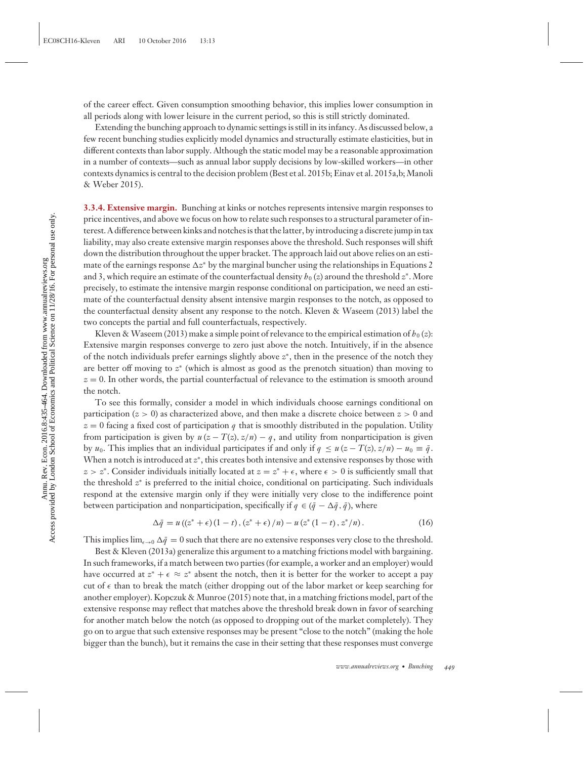of the career effect. Given consumption smoothing behavior, this implies lower consumption in all periods along with lower leisure in the current period, so this is still strictly dominated.

Extending the bunching approach to dynamic settings is still in its infancy. As discussed below, a few recent bunching studies explicitly model dynamics and structurally estimate elasticities, but in different contexts than labor supply. Although the static model may be a reasonable approximation in a number of contexts—such as annual labor supply decisions by low-skilled workers—in other contexts dynamics is central to the decision problem (Best et al. 2015b; Einav et al. 2015a,b; Manoli & Weber 2015).

**3.3.4. Extensive margin.** Bunching at kinks or notches represents intensive margin responses to price incentives, and above we focus on how to relate such responses to a structural parameter of interest. A difference between kinks and notches is that the latter, by introducing a discrete jump in tax liability, may also create extensive margin responses above the threshold. Such responses will shift down the distribution throughout the upper bracket. The approach laid out above relies on an estimate of the earnings response $\Delta z^*$ by the marginal buncher using the relationships in Equations 2 and 3, which require an estimate of the counterfactual density $h_0(z)$ around the threshold $z^*$. More precisely, to estimate the intensive margin response conditional on participation, we need an estimate of the counterfactual density absent intensive margin responses to the notch, as opposed to the counterfactual density absent any response to the notch. Kleven & Waseem (2013) label the two concepts the partial and full counterfactuals, respectively.

Kleven & Waseem (2013) make a simple point of relevance to the empirical estimation of $h_0(z)$: Extensive margin responses converge to zero just above the notch. Intuitively, if in the absence of the notch individuals prefer earnings slightly above $z^*$, then in the presence of the notch they are better off moving to $z^*$ (which is almost as good as the prenotch situation) than moving to $z = 0$. In other words, the partial counterfactual of relevance to the estimation is smooth around the notch.

To see this formally, consider a model in which individuals choose earnings conditional on participation ($z > 0$) as characterized above, and then make a discrete choice between $z > 0$ and $z = 0$ facing a fixed cost of participation $q$ that is smoothly distributed in the population. Utility from participation is given by $u(z - T(z), z/n) - q$, and utility from nonparticipation is given by $u_0$. This implies that an individual participates if and only if $q \leq u(z - T(z), z/n) - u_0 \equiv \bar{q}$. When a notch is introduced at $z^*$, this creates both intensive and extensive responses by those with $z > z^*$. Consider individuals initially located at $z = z^* + \epsilon$, where $\epsilon > 0$ is sufficiently small that the threshold $z^*$ is preferred to the initial choice, conditional on participating. Such individuals respond at the extensive margin only if they were initially very close to the indifference point between participation and nonparticipation, specifically if $q \in (\bar{q} - \Delta\bar{q}, \bar{q})$, where

$$\Delta\bar{q} = u\left((z^* + \epsilon)(1 - t), (z^* + \epsilon)/n\right) - u\left(z^*(1 - t), z^*/n\right). \tag{16}$$

This implies $\lim_{\epsilon \to 0} \Delta\bar{q} = 0$ such that there are no extensive responses very close to the threshold.

Best & Kleven (2013a) generalize this argument to a matching frictions model with bargaining. In such frameworks, if a match between two parties (for example, a worker and an employer) would have occurred at $z^* + \epsilon \approx z^*$ absent the notch, then it is better for the worker to accept a pay cut of $\epsilon$ than to break the match (either dropping out of the labor market or keep searching for another employer). Kopczuk & Munroe (2015) note that, in a matching frictions model, part of the extensive response may reflect that matches above the threshold break down in favor of searching for another match below the notch (as opposed to dropping out of the market completely). They go on to argue that such extensive responses may be present "close to the notch" (making the hole bigger than the bunch), but it remains the case in their setting that these responses must converge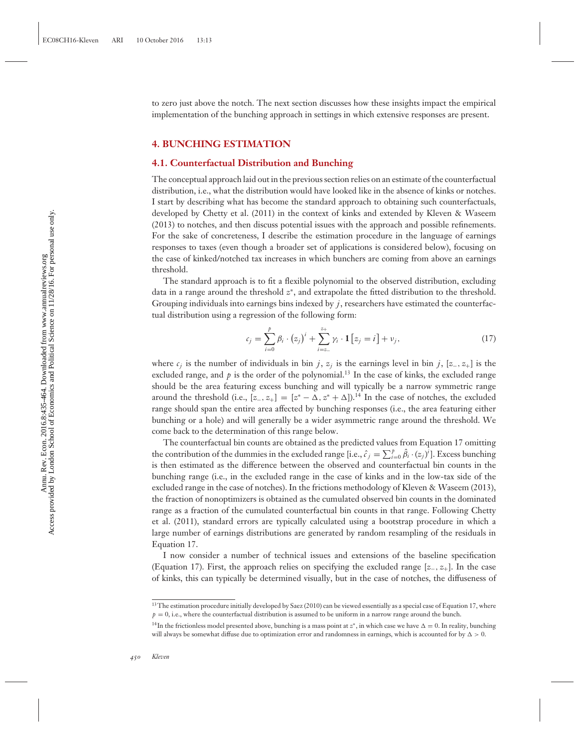to zero just above the notch. The next section discusses how these insights impact the empirical implementation of the bunching approach in settings in which extensive responses are present.

## 4. BUNCHING ESTIMATION

### 4.1. Counterfactual Distribution and Bunching

The conceptual approach laid out in the previous section relies on an estimate of the counterfactual distribution, i.e., what the distribution would have looked like in the absence of kinks or notches. I start by describing what has become the standard approach to obtaining such counterfactuals, developed by Chetty et al. (2011) in the context of kinks and extended by Kleven & Waseem (2013) to notches, and then discuss potential issues with the approach and possible refinements. For the sake of concreteness, I describe the estimation procedure in the language of earnings responses to taxes (even though a broader set of applications is considered below), focusing on the case of kinked/notched tax increases in which bunchers are coming from above an earnings threshold.

The standard approach is to fit a flexible polynomial to the observed distribution, excluding data in a range around the threshold $z^*$, and extrapolate the fitted distribution to the threshold. Grouping individuals into earnings bins indexed by $j$, researchers have estimated the counterfactual distribution using a regression of the following form:

$$c_j = \sum_{i=0}^{p} \beta_i \cdot (z_j)^i + \sum_{i=z_-}^{z_+} \gamma_i \cdot \mathbf{1}\left[z_j = i\right] + \nu_j, \tag{17}$$

where $c_j$ is the number of individuals in bin $j$, $z_j$ is the earnings level in bin $j$, $[z_-, z_+]$ is the excluded range, and $p$ is the order of the polynomial.[13] In the case of kinks, the excluded range should be the area featuring excess bunching and will typically be a narrow symmetric range around the threshold (i.e., $[z_-, z_+] = [z^* - \Delta, z^* + \Delta]$).[14] In the case of notches, the excluded range should span the entire area affected by bunching responses (i.e., the area featuring either bunching or a hole) and will generally be a wider asymmetric range around the threshold. We come back to the determination of this range below.

The counterfactual bin counts are obtained as the predicted values from Equation 17 omitting the contribution of the dummies in the excluded range [i.e., $\hat{c}_j = \sum_{i=0}^{p} \hat{\beta}_i \cdot (z_j)^i$]. Excess bunching is then estimated as the difference between the observed and counterfactual bin counts in the bunching range (i.e., in the excluded range in the case of kinks and in the low-tax side of the excluded range in the case of notches). In the frictions methodology of Kleven & Waseem (2013), the fraction of nonoptimizers is obtained as the cumulated observed bin counts in the dominated range as a fraction of the cumulated counterfactual bin counts in that range. Following Chetty et al. (2011), standard errors are typically calculated using a bootstrap procedure in which a large number of earnings distributions are generated by random resampling of the residuals in Equation 17.

I now consider a number of technical issues and extensions of the baseline specification (Equation 17). First, the approach relies on specifying the excluded range $[z_-, z_+]$. In the case of kinks, this can typically be determined visually, but in the case of notches, the diffuseness of

[13] The estimation procedure initially developed by Saez (2010) can be viewed essentially as a special case of Equation 17, where $p = 0$, i.e., where the counterfactual distribution is assumed to be uniform in a narrow range around the bunch.

[14] In the frictionless model presented above, bunching is a mass point at $z^*$, in which case we have $\Delta = 0$. In reality, bunching will always be somewhat diffuse due to optimization error and randomness in earnings, which is accounted for by $\Delta > 0$.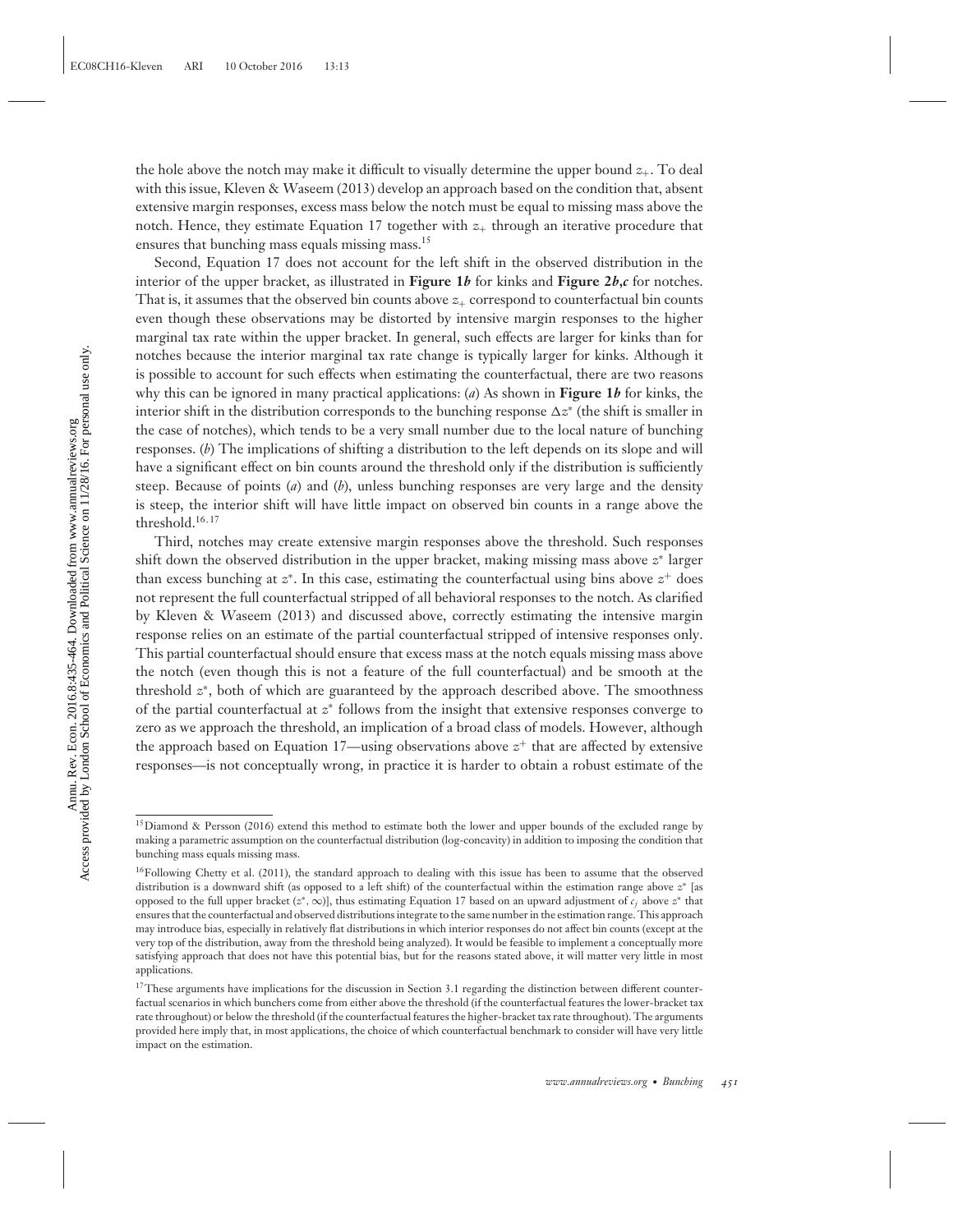the hole above the notch may make it difficult to visually determine the upper bound $z_+$. To deal with this issue, Kleven & Waseem (2013) develop an approach based on the condition that, absent extensive margin responses, excess mass below the notch must be equal to missing mass above the notch. Hence, they estimate Equation 17 together with $z_+$ through an iterative procedure that ensures that bunching mass equals missing mass.[15]

Second, Equation 17 does not account for the left shift in the observed distribution in the interior of the upper bracket, as illustrated in **Figure 1*b*** for kinks and **Figure 2*b*,*c*** for notches. That is, it assumes that the observed bin counts above $z_+$ correspond to counterfactual bin counts even though these observations may be distorted by intensive margin responses to the higher marginal tax rate within the upper bracket. In general, such effects are larger for kinks than for notches because the interior marginal tax rate change is typically larger for kinks. Although it is possible to account for such effects when estimating the counterfactual, there are two reasons why this can be ignored in many practical applications: (*a*) As shown in **Figure 1*b*** for kinks, the interior shift in the distribution corresponds to the bunching response $\Delta z^*$ (the shift is smaller in the case of notches), which tends to be a very small number due to the local nature of bunching responses. (*b*) The implications of shifting a distribution to the left depends on its slope and will have a significant effect on bin counts around the threshold only if the distribution is sufficiently steep. Because of points (*a*) and (*b*), unless bunching responses are very large and the density is steep, the interior shift will have little impact on observed bin counts in a range above the threshold.[16,17]

Third, notches may create extensive margin responses above the threshold. Such responses shift down the observed distribution in the upper bracket, making missing mass above $z^*$ larger than excess bunching at $z^*$. In this case, estimating the counterfactual using bins above $z^+$ does not represent the full counterfactual stripped of all behavioral responses to the notch. As clarified by Kleven & Waseem (2013) and discussed above, correctly estimating the intensive margin response relies on an estimate of the partial counterfactual stripped of intensive responses only. This partial counterfactual should ensure that excess mass at the notch equals missing mass above the notch (even though this is not a feature of the full counterfactual) and be smooth at the threshold $z^*$, both of which are guaranteed by the approach described above. The smoothness of the partial counterfactual at $z^*$ follows from the insight that extensive responses converge to zero as we approach the threshold, an implication of a broad class of models. However, although the approach based on Equation 17—using observations above $z^+$ that are affected by extensive responses—is not conceptually wrong, in practice it is harder to obtain a robust estimate of the

---

[15] Diamond & Persson (2016) extend this method to estimate both the lower and upper bounds of the excluded range by making a parametric assumption on the counterfactual distribution (log-concavity) in addition to imposing the condition that bunching mass equals missing mass.

[16] Following Chetty et al. (2011), the standard approach to dealing with this issue has been to assume that the observed distribution is a downward shift (as opposed to a left shift) of the counterfactual within the estimation range above $z^*$ [as opposed to the full upper bracket $(z^*, \infty)$], thus estimating Equation 17 based on an upward adjustment of $c_j$ above $z^*$ that ensures that the counterfactual and observed distributions integrate to the same number in the estimation range. This approach may introduce bias, especially in relatively flat distributions in which interior responses do not affect bin counts (except at the very top of the distribution, away from the threshold being analyzed). It would be feasible to implement a conceptually more satisfying approach that does not have this potential bias, but for the reasons stated above, it will matter very little in most applications.

[17] These arguments have implications for the discussion in Section 3.1 regarding the distinction between different counterfactual scenarios in which bunchers come from either above the threshold (if the counterfactual features the lower-bracket tax rate throughout) or below the threshold (if the counterfactual features the higher-bracket tax rate throughout). The arguments provided here imply that, in most applications, the choice of which counterfactual benchmark to consider will have very little impact on the estimation.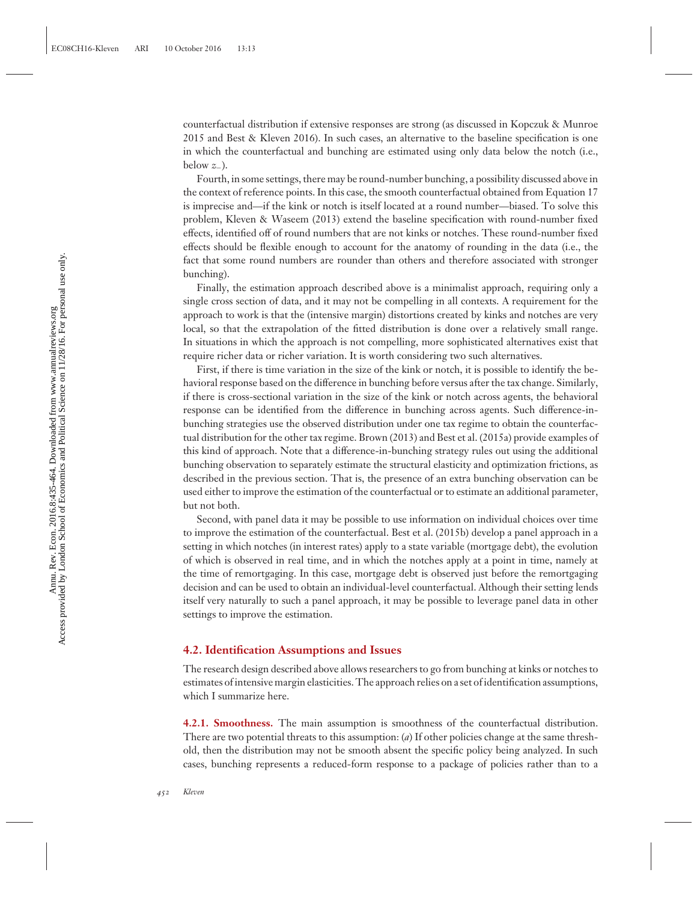counterfactual distribution if extensive responses are strong (as discussed in Kopczuk & Munroe 2015 and Best & Kleven 2016). In such cases, an alternative to the baseline specification is one in which the counterfactual and bunching are estimated using only data below the notch (i.e., below $z_{-}$).

Fourth, in some settings, there may be round-number bunching, a possibility discussed above in the context of reference points. In this case, the smooth counterfactual obtained from Equation 17 is imprecise and—if the kink or notch is itself located at a round number—biased. To solve this problem, Kleven & Waseem (2013) extend the baseline specification with round-number fixed effects, identified off of round numbers that are not kinks or notches. These round-number fixed effects should be flexible enough to account for the anatomy of rounding in the data (i.e., the fact that some round numbers are rounder than others and therefore associated with stronger bunching).

Finally, the estimation approach described above is a minimalist approach, requiring only a single cross section of data, and it may not be compelling in all contexts. A requirement for the approach to work is that the (intensive margin) distortions created by kinks and notches are very local, so that the extrapolation of the fitted distribution is done over a relatively small range. In situations in which the approach is not compelling, more sophisticated alternatives exist that require richer data or richer variation. It is worth considering two such alternatives.

First, if there is time variation in the size of the kink or notch, it is possible to identify the behavioral response based on the difference in bunching before versus after the tax change. Similarly, if there is cross-sectional variation in the size of the kink or notch across agents, the behavioral response can be identified from the difference in bunching across agents. Such difference-in-bunching strategies use the observed distribution under one tax regime to obtain the counterfactual distribution for the other tax regime. Brown (2013) and Best et al. (2015a) provide examples of this kind of approach. Note that a difference-in-bunching strategy rules out using the additional bunching observation to separately estimate the structural elasticity and optimization frictions, as described in the previous section. That is, the presence of an extra bunching observation can be used either to improve the estimation of the counterfactual or to estimate an additional parameter, but not both.

Second, with panel data it may be possible to use information on individual choices over time to improve the estimation of the counterfactual. Best et al. (2015b) develop a panel approach in a setting in which notches (in interest rates) apply to a state variable (mortgage debt), the evolution of which is observed in real time, and in which the notches apply at a point in time, namely at the time of remortgaging. In this case, mortgage debt is observed just before the remortgaging decision and can be used to obtain an individual-level counterfactual. Although their setting lends itself very naturally to such a panel approach, it may be possible to leverage panel data in other settings to improve the estimation.

## 4.2. Identification Assumptions and Issues

The research design described above allows researchers to go from bunching at kinks or notches to estimates of intensive margin elasticities. The approach relies on a set of identification assumptions, which I summarize here.

**4.2.1. Smoothness.** The main assumption is smoothness of the counterfactual distribution. There are two potential threats to this assumption: (*a*) If other policies change at the same threshold, then the distribution may not be smooth absent the specific policy being analyzed. In such cases, bunching represents a reduced-form response to a package of policies rather than to a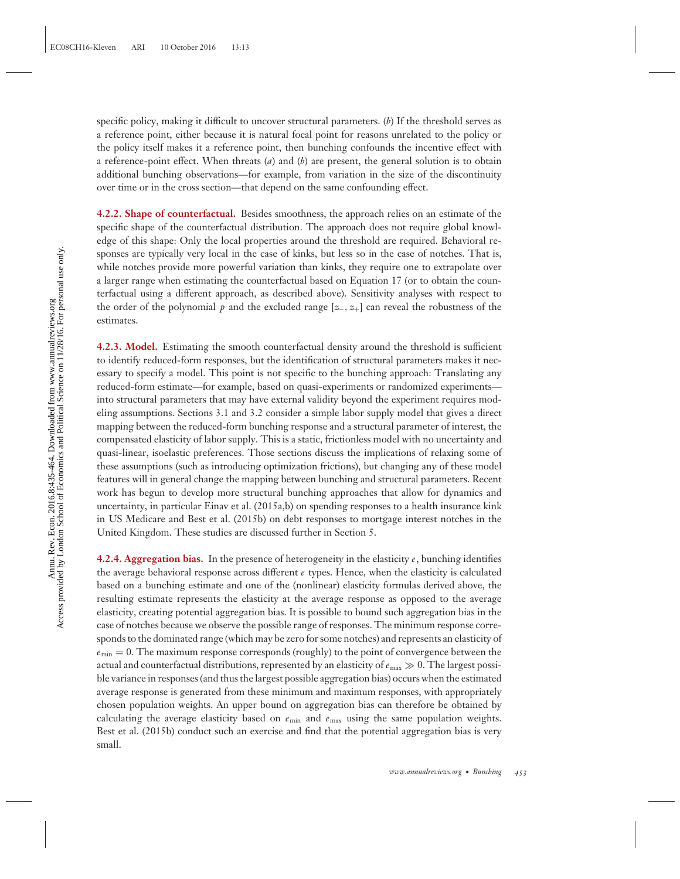specific policy, making it difficult to uncover structural parameters. (*b*) If the threshold serves as a reference point, either because it is natural focal point for reasons unrelated to the policy or the policy itself makes it a reference point, then bunching confounds the incentive effect with a reference-point effect. When threats (*a*) and (*b*) are present, the general solution is to obtain additional bunching observations—for example, from variation in the size of the discontinuity over time or in the cross section—that depend on the same confounding effect.

#### 4.2.2. Shape of counterfactual.

Besides smoothness, the approach relies on an estimate of the specific shape of the counterfactual distribution. The approach does not require global knowledge of this shape: Only the local properties around the threshold are required. Behavioral responses are typically very local in the case of kinks, but less so in the case of notches. That is, while notches provide more powerful variation than kinks, they require one to extrapolate over a larger range when estimating the counterfactual based on Equation 17 (or to obtain the counterfactual using a different approach, as described above). Sensitivity analyses with respect to the order of the polynomial $p$ and the excluded range $[z_{-}, z_{+}]$ can reveal the robustness of the estimates.

#### 4.2.3. Model.

Estimating the smooth counterfactual density around the threshold is sufficient to identify reduced-form responses, but the identification of structural parameters makes it necessary to specify a model. This point is not specific to the bunching approach: Translating any reduced-form estimate—for example, based on quasi-experiments or randomized experiments—into structural parameters that may have external validity beyond the experiment requires modeling assumptions. Sections 3.1 and 3.2 consider a simple labor supply model that gives a direct mapping between the reduced-form bunching response and a structural parameter of interest, the compensated elasticity of labor supply. This is a static, frictionless model with no uncertainty and quasi-linear, isoelastic preferences. Those sections discuss the implications of relaxing some of these assumptions (such as introducing optimization frictions), but changing any of these model features will in general change the mapping between bunching and structural parameters. Recent work has begun to develop more structural bunching approaches that allow for dynamics and uncertainty, in particular Einav et al. (2015a,b) on spending responses to a health insurance kink in US Medicare and Best et al. (2015b) on debt responses to mortgage interest notches in the United Kingdom. These studies are discussed further in Section 5.

#### 4.2.4. Aggregation bias.

In the presence of heterogeneity in the elasticity $e$, bunching identifies the average behavioral response across different $e$ types. Hence, when the elasticity is calculated based on a bunching estimate and one of the (nonlinear) elasticity formulas derived above, the resulting estimate represents the elasticity at the average response as opposed to the average elasticity, creating potential aggregation bias. It is possible to bound such aggregation bias in the case of notches because we observe the possible range of responses. The minimum response corresponds to the dominated range (which may be zero for some notches) and represents an elasticity of $e_{\min} = 0$. The maximum response corresponds (roughly) to the point of convergence between the actual and counterfactual distributions, represented by an elasticity of $e_{\max} \gg 0$. The largest possible variance in responses (and thus the largest possible aggregation bias) occurs when the estimated average response is generated from these minimum and maximum responses, with appropriately chosen population weights. An upper bound on aggregation bias can therefore be obtained by calculating the average elasticity based on $e_{\min}$ and $e_{\max}$ using the same population weights. Best et al. (2015b) conduct such an exercise and find that the potential aggregation bias is very small.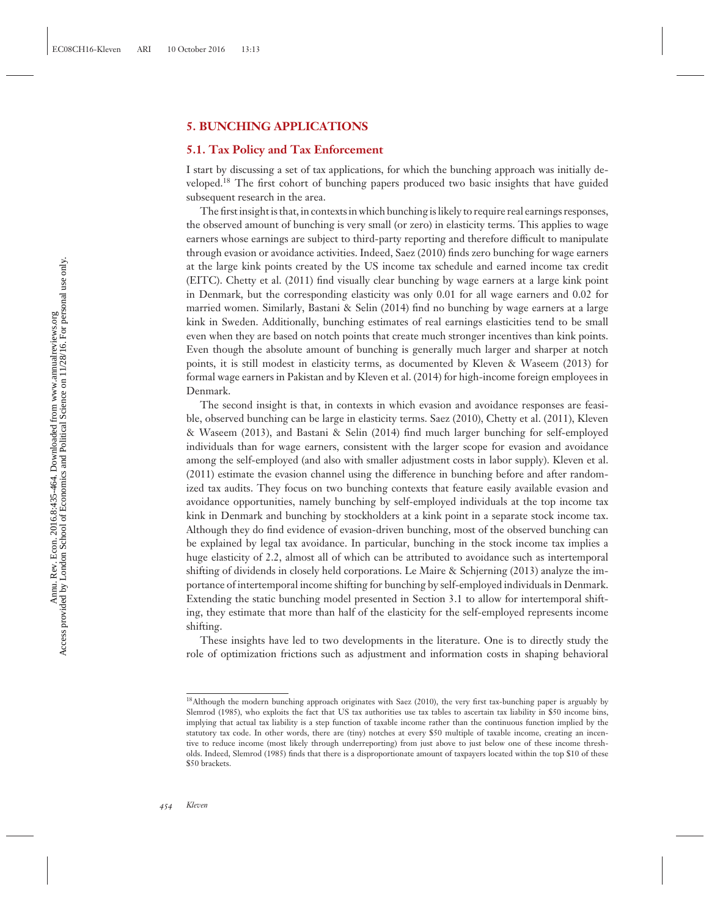## 5. BUNCHING APPLICATIONS

### 5.1. Tax Policy and Tax Enforcement

I start by discussing a set of tax applications, for which the bunching approach was initially developed.[18] The first cohort of bunching papers produced two basic insights that have guided subsequent research in the area.

The first insight is that, in contexts in which bunching is likely to require real earnings responses, the observed amount of bunching is very small (or zero) in elasticity terms. This applies to wage earners whose earnings are subject to third-party reporting and therefore difficult to manipulate through evasion or avoidance activities. Indeed, Saez (2010) finds zero bunching for wage earners at the large kink points created by the US income tax schedule and earned income tax credit (EITC). Chetty et al. (2011) find visually clear bunching by wage earners at a large kink point in Denmark, but the corresponding elasticity was only 0.01 for all wage earners and 0.02 for married women. Similarly, Bastani & Selin (2014) find no bunching by wage earners at a large kink in Sweden. Additionally, bunching estimates of real earnings elasticities tend to be small even when they are based on notch points that create much stronger incentives than kink points. Even though the absolute amount of bunching is generally much larger and sharper at notch points, it is still modest in elasticity terms, as documented by Kleven & Waseem (2013) for formal wage earners in Pakistan and by Kleven et al. (2014) for high-income foreign employees in Denmark.

The second insight is that, in contexts in which evasion and avoidance responses are feasible, observed bunching can be large in elasticity terms. Saez (2010), Chetty et al. (2011), Kleven & Waseem (2013), and Bastani & Selin (2014) find much larger bunching for self-employed individuals than for wage earners, consistent with the larger scope for evasion and avoidance among the self-employed (and also with smaller adjustment costs in labor supply). Kleven et al. (2011) estimate the evasion channel using the difference in bunching before and after randomized tax audits. They focus on two bunching contexts that feature easily available evasion and avoidance opportunities, namely bunching by self-employed individuals at the top income tax kink in Denmark and bunching by stockholders at a kink point in a separate stock income tax. Although they do find evidence of evasion-driven bunching, most of the observed bunching can be explained by legal tax avoidance. In particular, bunching in the stock income tax implies a huge elasticity of 2.2, almost all of which can be attributed to avoidance such as intertemporal shifting of dividends in closely held corporations. Le Maire & Schjerning (2013) analyze the importance of intertemporal income shifting for bunching by self-employed individuals in Denmark. Extending the static bunching model presented in Section 3.1 to allow for intertemporal shifting, they estimate that more than half of the elasticity for the self-employed represents income shifting.

These insights have led to two developments in the literature. One is to directly study the role of optimization frictions such as adjustment and information costs in shaping behavioral

[18] Although the modern bunching approach originates with Saez (2010), the very first tax-bunching paper is arguably by Slemrod (1985), who exploits the fact that US tax authorities use tax tables to ascertain tax liability in $50 income bins, implying that actual tax liability is a step function of taxable income rather than the continuous function implied by the statutory tax code. In other words, there are (tiny) notches at every $50 multiple of taxable income, creating an incentive to reduce income (most likely through underreporting) from just above to just below one of these income thresholds. Indeed, Slemrod (1985) finds that there is a disproportionate amount of taxpayers located within the top $10 of these $50 brackets.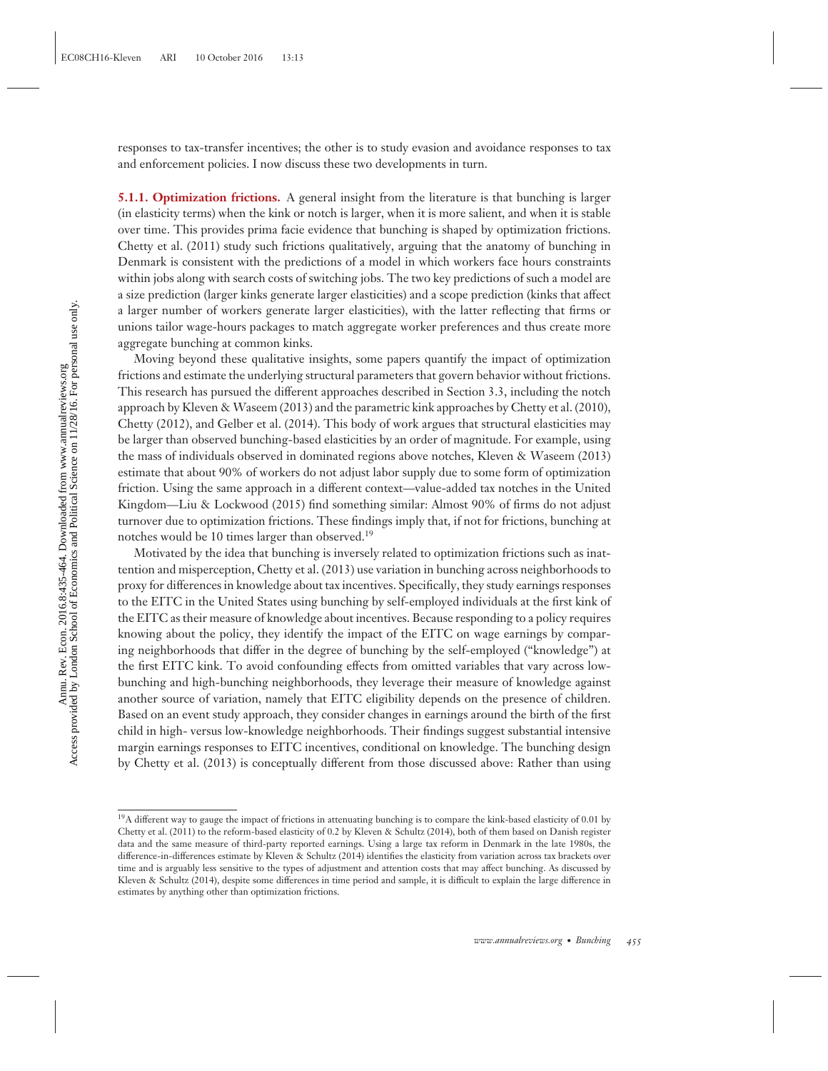responses to tax-transfer incentives; the other is to study evasion and avoidance responses to tax and enforcement policies. I now discuss these two developments in turn.

**5.1.1. Optimization frictions.** A general insight from the literature is that bunching is larger (in elasticity terms) when the kink or notch is larger, when it is more salient, and when it is stable over time. This provides prima facie evidence that bunching is shaped by optimization frictions. Chetty et al. (2011) study such frictions qualitatively, arguing that the anatomy of bunching in Denmark is consistent with the predictions of a model in which workers face hours constraints within jobs along with search costs of switching jobs. The two key predictions of such a model are a size prediction (larger kinks generate larger elasticities) and a scope prediction (kinks that affect a larger number of workers generate larger elasticities), with the latter reflecting that firms or unions tailor wage-hours packages to match aggregate worker preferences and thus create more aggregate bunching at common kinks.

Moving beyond these qualitative insights, some papers quantify the impact of optimization frictions and estimate the underlying structural parameters that govern behavior without frictions. This research has pursued the different approaches described in Section 3.3, including the notch approach by Kleven & Waseem (2013) and the parametric kink approaches by Chetty et al. (2010), Chetty (2012), and Gelber et al. (2014). This body of work argues that structural elasticities may be larger than observed bunching-based elasticities by an order of magnitude. For example, using the mass of individuals observed in dominated regions above notches, Kleven & Waseem (2013) estimate that about 90% of workers do not adjust labor supply due to some form of optimization friction. Using the same approach in a different context—value-added tax notches in the United Kingdom—Liu & Lockwood (2015) find something similar: Almost 90% of firms do not adjust turnover due to optimization frictions. These findings imply that, if not for frictions, bunching at notches would be 10 times larger than observed.[19]

Motivated by the idea that bunching is inversely related to optimization frictions such as inattention and misperception, Chetty et al. (2013) use variation in bunching across neighborhoods to proxy for differences in knowledge about tax incentives. Specifically, they study earnings responses to the EITC in the United States using bunching by self-employed individuals at the first kink of the EITC as their measure of knowledge about incentives. Because responding to a policy requires knowing about the policy, they identify the impact of the EITC on wage earnings by comparing neighborhoods that differ in the degree of bunching by the self-employed ("knowledge") at the first EITC kink. To avoid confounding effects from omitted variables that vary across low-bunching and high-bunching neighborhoods, they leverage their measure of knowledge against another source of variation, namely that EITC eligibility depends on the presence of children. Based on an event study approach, they consider changes in earnings around the birth of the first child in high- versus low-knowledge neighborhoods. Their findings suggest substantial intensive margin earnings responses to EITC incentives, conditional on knowledge. The bunching design by Chetty et al. (2013) is conceptually different from those discussed above: Rather than using

[19] A different way to gauge the impact of frictions in attenuating bunching is to compare the kink-based elasticity of 0.01 by Chetty et al. (2011) to the reform-based elasticity of 0.2 by Kleven & Schultz (2014), both of them based on Danish register data and the same measure of third-party reported earnings. Using a large tax reform in Denmark in the late 1980s, the difference-in-differences estimate by Kleven & Schultz (2014) identifies the elasticity from variation across tax brackets over time and is arguably less sensitive to the types of adjustment and attention costs that may affect bunching. As discussed by Kleven & Schultz (2014), despite some differences in time period and sample, it is difficult to explain the large difference in estimates by anything other than optimization frictions.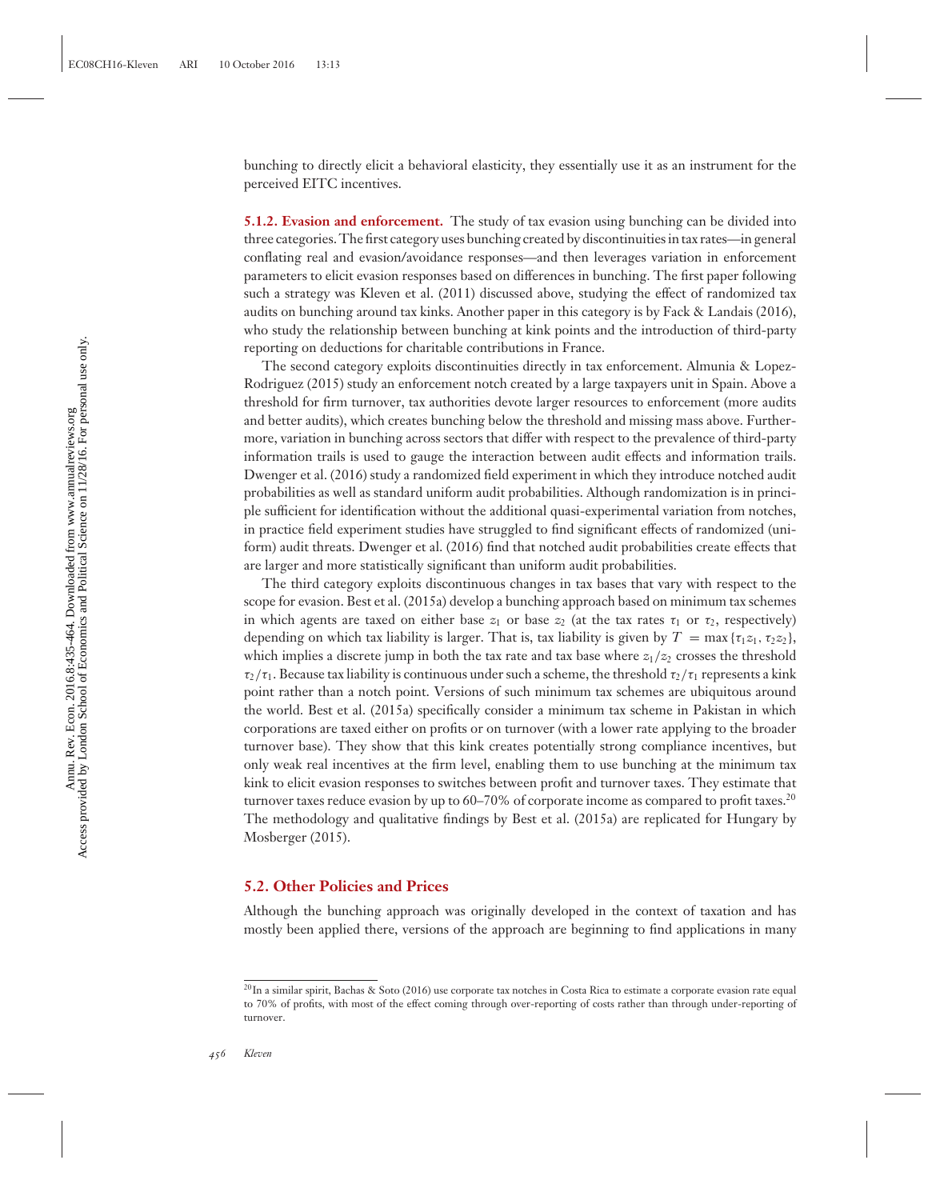bunching to directly elicit a behavioral elasticity, they essentially use it as an instrument for the perceived EITC incentives.

**5.1.2. Evasion and enforcement.** The study of tax evasion using bunching can be divided into three categories. The first category uses bunching created by discontinuities in tax rates—in general conflating real and evasion/avoidance responses—and then leverages variation in enforcement parameters to elicit evasion responses based on differences in bunching. The first paper following such a strategy was Kleven et al. (2011) discussed above, studying the effect of randomized tax audits on bunching around tax kinks. Another paper in this category is by Fack & Landais (2016), who study the relationship between bunching at kink points and the introduction of third-party reporting on deductions for charitable contributions in France.

The second category exploits discontinuities directly in tax enforcement. Almunia & Lopez-Rodriguez (2015) study an enforcement notch created by a large taxpayers unit in Spain. Above a threshold for firm turnover, tax authorities devote larger resources to enforcement (more audits and better audits), which creates bunching below the threshold and missing mass above. Furthermore, variation in bunching across sectors that differ with respect to the prevalence of third-party information trails is used to gauge the interaction between audit effects and information trails. Dwenger et al. (2016) study a randomized field experiment in which they introduce notched audit probabilities as well as standard uniform audit probabilities. Although randomization is in principle sufficient for identification without the additional quasi-experimental variation from notches, in practice field experiment studies have struggled to find significant effects of randomized (uniform) audit threats. Dwenger et al. (2016) find that notched audit probabilities create effects that are larger and more statistically significant than uniform audit probabilities.

The third category exploits discontinuous changes in tax bases that vary with respect to the scope for evasion. Best et al. (2015a) develop a bunching approach based on minimum tax schemes in which agents are taxed on either base $z_1$ or base $z_2$ (at the tax rates $\tau_1$ or $\tau_2$, respectively) depending on which tax liability is larger. That is, tax liability is given by $T = \max\{\tau_1 z_1, \tau_2 z_2\}$, which implies a discrete jump in both the tax rate and tax base where $z_1/z_2$ crosses the threshold $\tau_2/\tau_1$. Because tax liability is continuous under such a scheme, the threshold $\tau_2/\tau_1$ represents a kink point rather than a notch point. Versions of such minimum tax schemes are ubiquitous around the world. Best et al. (2015a) specifically consider a minimum tax scheme in Pakistan in which corporations are taxed either on profits or on turnover (with a lower rate applying to the broader turnover base). They show that this kink creates potentially strong compliance incentives, but only weak real incentives at the firm level, enabling them to use bunching at the minimum tax kink to elicit evasion responses to switches between profit and turnover taxes. They estimate that turnover taxes reduce evasion by up to 60–70% of corporate income as compared to profit taxes.[20] The methodology and qualitative findings by Best et al. (2015a) are replicated for Hungary by Mosberger (2015).

## 5.2. Other Policies and Prices

Although the bunching approach was originally developed in the context of taxation and has mostly been applied there, versions of the approach are beginning to find applications in many

[20] In a similar spirit, Bachas & Soto (2016) use corporate tax notches in Costa Rica to estimate a corporate evasion rate equal to 70% of profits, with most of the effect coming through over-reporting of costs rather than through under-reporting of turnover.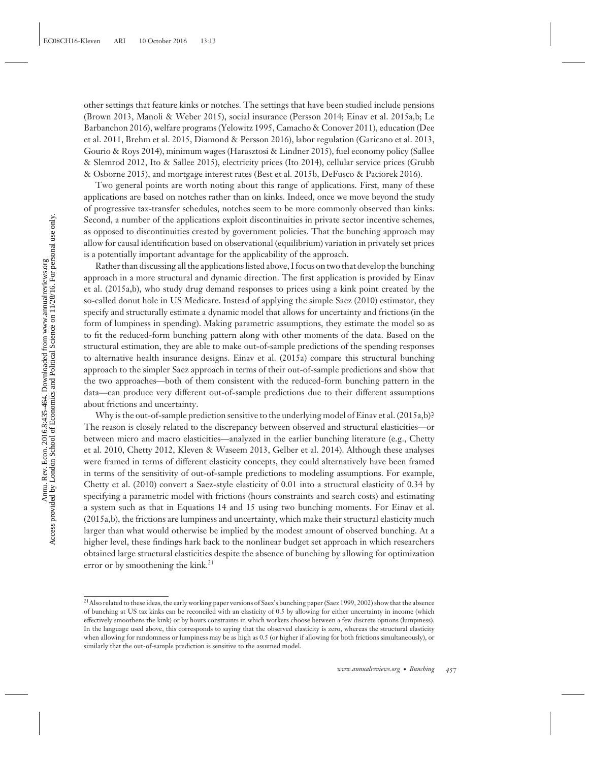other settings that feature kinks or notches. The settings that have been studied include pensions (Brown 2013, Manoli & Weber 2015), social insurance (Persson 2014; Einav et al. 2015a,b; Le Barbanchon 2016), welfare programs (Yelowitz 1995, Camacho & Conover 2011), education (Dee et al. 2011, Brehm et al. 2015, Diamond & Persson 2016), labor regulation (Garicano et al. 2013, Gourio & Roys 2014), minimum wages (Harasztosi & Lindner 2015), fuel economy policy (Sallee & Slemrod 2012, Ito & Sallee 2015), electricity prices (Ito 2014), cellular service prices (Grubb & Osborne 2015), and mortgage interest rates (Best et al. 2015b, DeFusco & Paciorek 2016).

Two general points are worth noting about this range of applications. First, many of these applications are based on notches rather than on kinks. Indeed, once we move beyond the study of progressive tax-transfer schedules, notches seem to be more commonly observed than kinks. Second, a number of the applications exploit discontinuities in private sector incentive schemes, as opposed to discontinuities created by government policies. That the bunching approach may allow for causal identification based on observational (equilibrium) variation in privately set prices is a potentially important advantage for the applicability of the approach.

Rather than discussing all the applications listed above, I focus on two that develop the bunching approach in a more structural and dynamic direction. The first application is provided by Einav et al. (2015a,b), who study drug demand responses to prices using a kink point created by the so-called donut hole in US Medicare. Instead of applying the simple Saez (2010) estimator, they specify and structurally estimate a dynamic model that allows for uncertainty and frictions (in the form of lumpiness in spending). Making parametric assumptions, they estimate the model so as to fit the reduced-form bunching pattern along with other moments of the data. Based on the structural estimation, they are able to make out-of-sample predictions of the spending responses to alternative health insurance designs. Einav et al. (2015a) compare this structural bunching approach to the simpler Saez approach in terms of their out-of-sample predictions and show that the two approaches—both of them consistent with the reduced-form bunching pattern in the data—can produce very different out-of-sample predictions due to their different assumptions about frictions and uncertainty.

Why is the out-of-sample prediction sensitive to the underlying model of Einav et al. (2015a,b)? The reason is closely related to the discrepancy between observed and structural elasticities—or between micro and macro elasticities—analyzed in the earlier bunching literature (e.g., Chetty et al. 2010, Chetty 2012, Kleven & Waseem 2013, Gelber et al. 2014). Although these analyses were framed in terms of different elasticity concepts, they could alternatively have been framed in terms of the sensitivity of out-of-sample predictions to modeling assumptions. For example, Chetty et al. (2010) convert a Saez-style elasticity of 0.01 into a structural elasticity of 0.34 by specifying a parametric model with frictions (hours constraints and search costs) and estimating a system such as that in Equations 14 and 15 using two bunching moments. For Einav et al. (2015a,b), the frictions are lumpiness and uncertainty, which make their structural elasticity much larger than what would otherwise be implied by the modest amount of observed bunching. At a higher level, these findings hark back to the nonlinear budget set approach in which researchers obtained large structural elasticities despite the absence of bunching by allowing for optimization error or by smoothening the kink.[21]

[21] Also related to these ideas, the early working paper versions of Saez's bunching paper (Saez 1999, 2002) show that the absence of bunching at US tax kinks can be reconciled with an elasticity of 0.5 by allowing for either uncertainty in income (which effectively smoothens the kink) or by hours constraints in which workers choose between a few discrete options (lumpiness). In the language used above, this corresponds to saying that the observed elasticity is zero, whereas the structural elasticity when allowing for randomness or lumpiness may be as high as 0.5 (or higher if allowing for both frictions simultaneously), or similarly that the out-of-sample prediction is sensitive to the assumed model.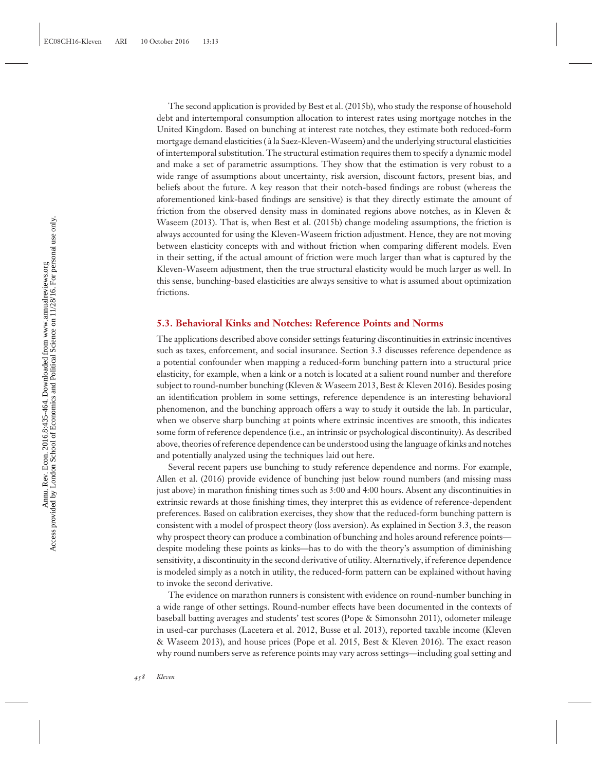The second application is provided by Best et al. (2015b), who study the response of household debt and intertemporal consumption allocation to interest rates using mortgage notches in the United Kingdom. Based on bunching at interest rate notches, they estimate both reduced-form mortgage demand elasticities (à la Saez-Kleven-Waseem) and the underlying structural elasticities of intertemporal substitution. The structural estimation requires them to specify a dynamic model and make a set of parametric assumptions. They show that the estimation is very robust to a wide range of assumptions about uncertainty, risk aversion, discount factors, present bias, and beliefs about the future. A key reason that their notch-based findings are robust (whereas the aforementioned kink-based findings are sensitive) is that they directly estimate the amount of friction from the observed density mass in dominated regions above notches, as in Kleven & Waseem (2013). That is, when Best et al. (2015b) change modeling assumptions, the friction is always accounted for using the Kleven-Waseem friction adjustment. Hence, they are not moving between elasticity concepts with and without friction when comparing different models. Even in their setting, if the actual amount of friction were much larger than what is captured by the Kleven-Waseem adjustment, then the true structural elasticity would be much larger as well. In this sense, bunching-based elasticities are always sensitive to what is assumed about optimization frictions.

### 5.3. Behavioral Kinks and Notches: Reference Points and Norms

The applications described above consider settings featuring discontinuities in extrinsic incentives such as taxes, enforcement, and social insurance. Section 3.3 discusses reference dependence as a potential confounder when mapping a reduced-form bunching pattern into a structural price elasticity, for example, when a kink or a notch is located at a salient round number and therefore subject to round-number bunching (Kleven & Waseem 2013, Best & Kleven 2016). Besides posing an identification problem in some settings, reference dependence is an interesting behavioral phenomenon, and the bunching approach offers a way to study it outside the lab. In particular, when we observe sharp bunching at points where extrinsic incentives are smooth, this indicates some form of reference dependence (i.e., an intrinsic or psychological discontinuity). As described above, theories of reference dependence can be understood using the language of kinks and notches and potentially analyzed using the techniques laid out here.

Several recent papers use bunching to study reference dependence and norms. For example, Allen et al. (2016) provide evidence of bunching just below round numbers (and missing mass just above) in marathon finishing times such as 3:00 and 4:00 hours. Absent any discontinuities in extrinsic rewards at those finishing times, they interpret this as evidence of reference-dependent preferences. Based on calibration exercises, they show that the reduced-form bunching pattern is consistent with a model of prospect theory (loss aversion). As explained in Section 3.3, the reason why prospect theory can produce a combination of bunching and holes around reference points—despite modeling these points as kinks—has to do with the theory's assumption of diminishing sensitivity, a discontinuity in the second derivative of utility. Alternatively, if reference dependence is modeled simply as a notch in utility, the reduced-form pattern can be explained without having to invoke the second derivative.

The evidence on marathon runners is consistent with evidence on round-number bunching in a wide range of other settings. Round-number effects have been documented in the contexts of baseball batting averages and students' test scores (Pope & Simonsohn 2011), odometer mileage in used-car purchases (Lacetera et al. 2012, Busse et al. 2013), reported taxable income (Kleven & Waseem 2013), and house prices (Pope et al. 2015, Best & Kleven 2016). The exact reason why round numbers serve as reference points may vary across settings—including goal setting and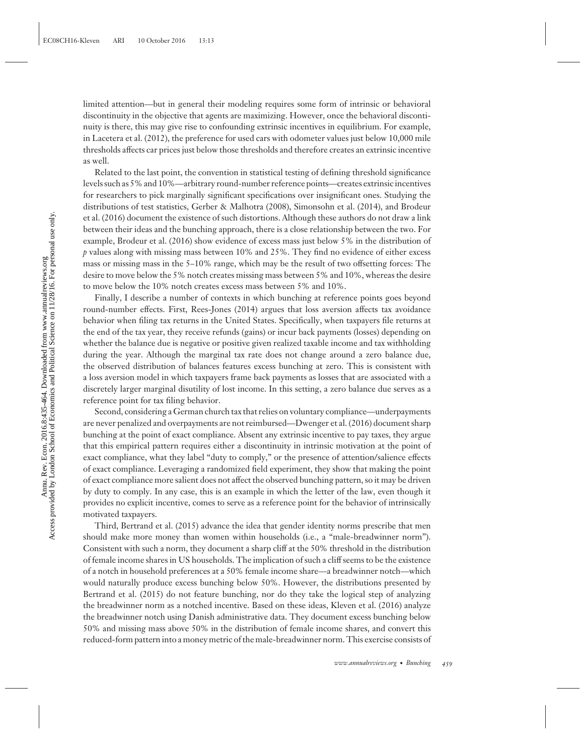limited attention—but in general their modeling requires some form of intrinsic or behavioral discontinuity in the objective that agents are maximizing. However, once the behavioral discontinuity is there, this may give rise to confounding extrinsic incentives in equilibrium. For example, in Lacetera et al. (2012), the preference for used cars with odometer values just below 10,000 mile thresholds affects car prices just below those thresholds and therefore creates an extrinsic incentive as well.

Related to the last point, the convention in statistical testing of defining threshold significance levels such as 5% and 10%—arbitrary round-number reference points—creates extrinsic incentives for researchers to pick marginally significant specifications over insignificant ones. Studying the distributions of test statistics, Gerber & Malhotra (2008), Simonsohn et al. (2014), and Brodeur et al. (2016) document the existence of such distortions. Although these authors do not draw a link between their ideas and the bunching approach, there is a close relationship between the two. For example, Brodeur et al. (2016) show evidence of excess mass just below 5% in the distribution of $p$ values along with missing mass between 10% and 25%. They find no evidence of either excess mass or missing mass in the 5–10% range, which may be the result of two offsetting forces: The desire to move below the 5% notch creates missing mass between 5% and 10%, whereas the desire to move below the 10% notch creates excess mass between 5% and 10%.

Finally, I describe a number of contexts in which bunching at reference points goes beyond round-number effects. First, Rees-Jones (2014) argues that loss aversion affects tax avoidance behavior when filing tax returns in the United States. Specifically, when taxpayers file returns at the end of the tax year, they receive refunds (gains) or incur back payments (losses) depending on whether the balance due is negative or positive given realized taxable income and tax withholding during the year. Although the marginal tax rate does not change around a zero balance due, the observed distribution of balances features excess bunching at zero. This is consistent with a loss aversion model in which taxpayers frame back payments as losses that are associated with a discretely larger marginal disutility of lost income. In this setting, a zero balance due serves as a reference point for tax filing behavior.

Second, considering a German church tax that relies on voluntary compliance—underpayments are never penalized and overpayments are not reimbursed—Dwenger et al. (2016) document sharp bunching at the point of exact compliance. Absent any extrinsic incentive to pay taxes, they argue that this empirical pattern requires either a discontinuity in intrinsic motivation at the point of exact compliance, what they label "duty to comply," or the presence of attention/salience effects of exact compliance. Leveraging a randomized field experiment, they show that making the point of exact compliance more salient does not affect the observed bunching pattern, so it may be driven by duty to comply. In any case, this is an example in which the letter of the law, even though it provides no explicit incentive, comes to serve as a reference point for the behavior of intrinsically motivated taxpayers.

Third, Bertrand et al. (2015) advance the idea that gender identity norms prescribe that men should make more money than women within households (i.e., a "male-breadwinner norm"). Consistent with such a norm, they document a sharp cliff at the 50% threshold in the distribution of female income shares in US households. The implication of such a cliff seems to be the existence of a notch in household preferences at a 50% female income share—a breadwinner notch—which would naturally produce excess bunching below 50%. However, the distributions presented by Bertrand et al. (2015) do not feature bunching, nor do they take the logical step of analyzing the breadwinner norm as a notched incentive. Based on these ideas, Kleven et al. (2016) analyze the breadwinner notch using Danish administrative data. They document excess bunching below 50% and missing mass above 50% in the distribution of female income shares, and convert this reduced-form pattern into a money metric of the male-breadwinner norm. This exercise consists of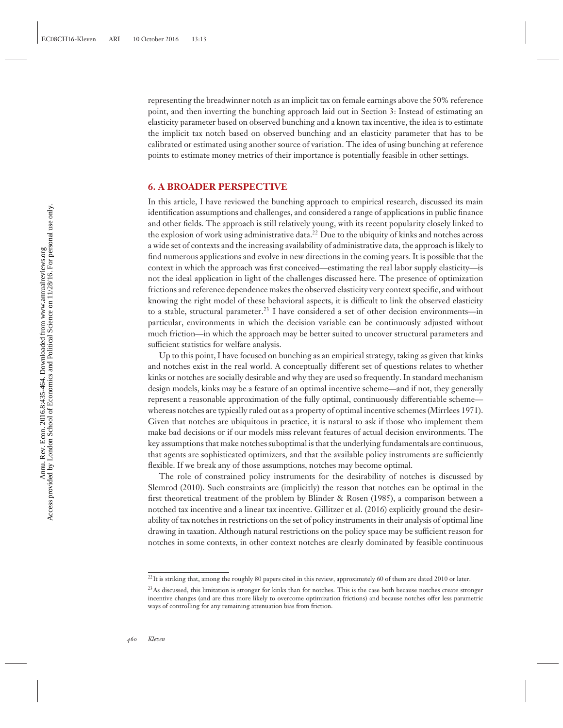representing the breadwinner notch as an implicit tax on female earnings above the 50% reference point, and then inverting the bunching approach laid out in Section 3: Instead of estimating an elasticity parameter based on observed bunching and a known tax incentive, the idea is to estimate the implicit tax notch based on observed bunching and an elasticity parameter that has to be calibrated or estimated using another source of variation. The idea of using bunching at reference points to estimate money metrics of their importance is potentially feasible in other settings.

## 6. A BROADER PERSPECTIVE

In this article, I have reviewed the bunching approach to empirical research, discussed its main identification assumptions and challenges, and considered a range of applications in public finance and other fields. The approach is still relatively young, with its recent popularity closely linked to the explosion of work using administrative data.[22] Due to the ubiquity of kinks and notches across a wide set of contexts and the increasing availability of administrative data, the approach is likely to find numerous applications and evolve in new directions in the coming years. It is possible that the context in which the approach was first conceived—estimating the real labor supply elasticity—is not the ideal application in light of the challenges discussed here. The presence of optimization frictions and reference dependence makes the observed elasticity very context specific, and without knowing the right model of these behavioral aspects, it is difficult to link the observed elasticity to a stable, structural parameter.[23] I have considered a set of other decision environments—in particular, environments in which the decision variable can be continuously adjusted without much friction—in which the approach may be better suited to uncover structural parameters and sufficient statistics for welfare analysis.

Up to this point, I have focused on bunching as an empirical strategy, taking as given that kinks and notches exist in the real world. A conceptually different set of questions relates to whether kinks or notches are socially desirable and why they are used so frequently. In standard mechanism design models, kinks may be a feature of an optimal incentive scheme—and if not, they generally represent a reasonable approximation of the fully optimal, continuously differentiable scheme—whereas notches are typically ruled out as a property of optimal incentive schemes (Mirrlees 1971). Given that notches are ubiquitous in practice, it is natural to ask if those who implement them make bad decisions or if our models miss relevant features of actual decision environments. The key assumptions that make notches suboptimal is that the underlying fundamentals are continuous, that agents are sophisticated optimizers, and that the available policy instruments are sufficiently flexible. If we break any of those assumptions, notches may become optimal.

The role of constrained policy instruments for the desirability of notches is discussed by Slemrod (2010). Such constraints are (implicitly) the reason that notches can be optimal in the first theoretical treatment of the problem by Blinder & Rosen (1985), a comparison between a notched tax incentive and a linear tax incentive. Gillitzer et al. (2016) explicitly ground the desirability of tax notches in restrictions on the set of policy instruments in their analysis of optimal line drawing in taxation. Although natural restrictions on the policy space may be sufficient reason for notches in some contexts, in other context notches are clearly dominated by feasible continuous

[22] It is striking that, among the roughly 80 papers cited in this review, approximately 60 of them are dated 2010 or later.

[23] As discussed, this limitation is stronger for kinks than for notches. This is the case both because notches create stronger incentive changes (and are thus more likely to overcome optimization frictions) and because notches offer less parametric ways of controlling for any remaining attenuation bias from friction.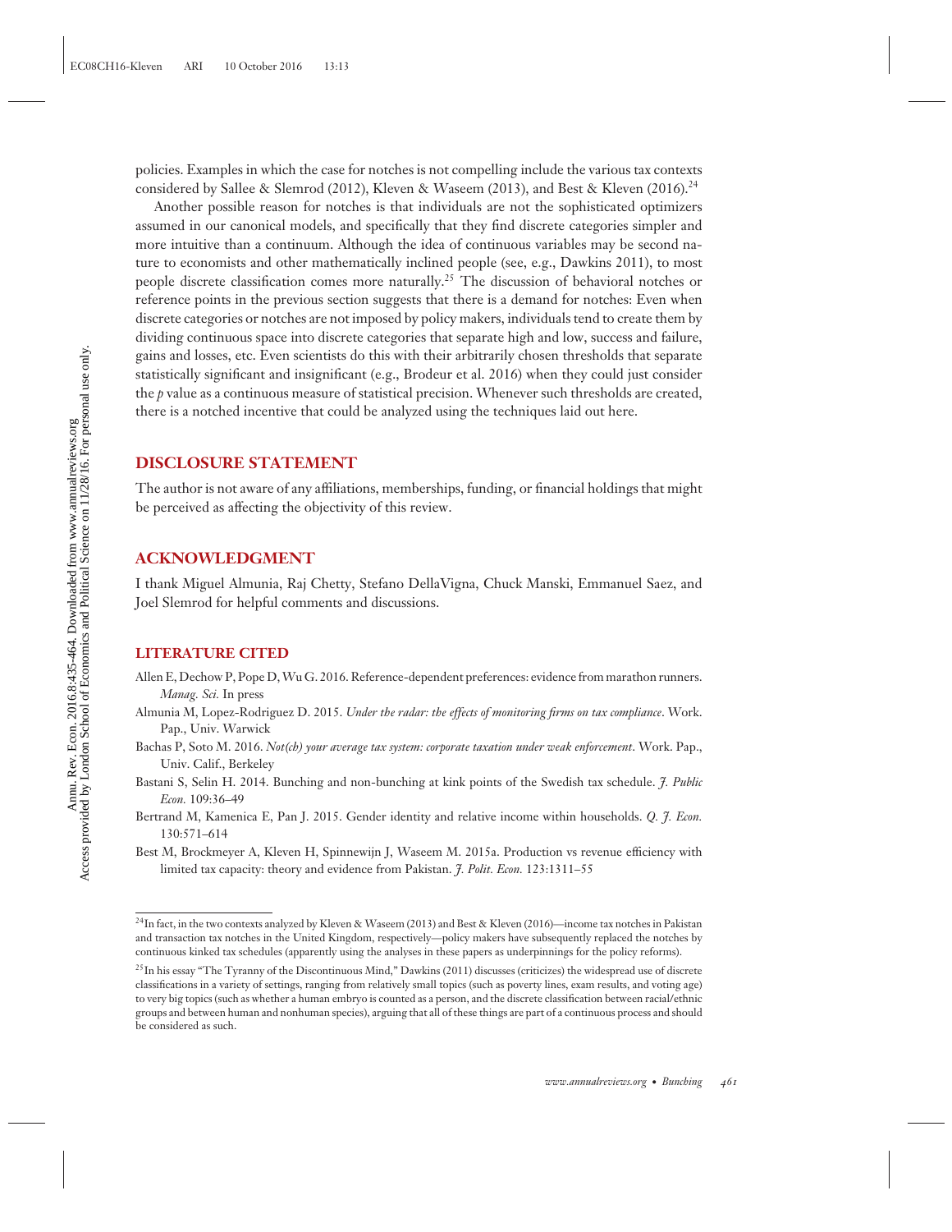policies. Examples in which the case for notches is not compelling include the various tax contexts considered by Sallee & Slemrod (2012), Kleven & Waseem (2013), and Best & Kleven (2016).[24]

Another possible reason for notches is that individuals are not the sophisticated optimizers assumed in our canonical models, and specifically that they find discrete categories simpler and more intuitive than a continuum. Although the idea of continuous variables may be second nature to economists and other mathematically inclined people (see, e.g., Dawkins 2011), to most people discrete classification comes more naturally.[25] The discussion of behavioral notches or reference points in the previous section suggests that there is a demand for notches: Even when discrete categories or notches are not imposed by policy makers, individuals tend to create them by dividing continuous space into discrete categories that separate high and low, success and failure, gains and losses, etc. Even scientists do this with their arbitrarily chosen thresholds that separate statistically significant and insignificant (e.g., Brodeur et al. 2016) when they could just consider the *p* value as a continuous measure of statistical precision. Whenever such thresholds are created, there is a notched incentive that could be analyzed using the techniques laid out here.

## DISCLOSURE STATEMENT

The author is not aware of any affiliations, memberships, funding, or financial holdings that might be perceived as affecting the objectivity of this review.

## ACKNOWLEDGMENT

I thank Miguel Almunia, Raj Chetty, Stefano DellaVigna, Chuck Manski, Emmanuel Saez, and Joel Slemrod for helpful comments and discussions.

## LITERATURE CITED

Allen E, Dechow P, Pope D, Wu G. 2016. Reference-dependent preferences: evidence from marathon runners. *Manag. Sci.* In press

Almunia M, Lopez-Rodriguez D. 2015. *Under the radar: the effects of monitoring firms on tax compliance*. Work. Pap., Univ. Warwick

Bachas P, Soto M. 2016. *Not(ch) your average tax system: corporate taxation under weak enforcement*. Work. Pap., Univ. Calif., Berkeley

Bastani S, Selin H. 2014. Bunching and non-bunching at kink points of the Swedish tax schedule. *J. Public Econ.* 109:36–49

Bertrand M, Kamenica E, Pan J. 2015. Gender identity and relative income within households. *Q. J. Econ.* 130:571–614

Best M, Brockmeyer A, Kleven H, Spinnewijn J, Waseem M. 2015a. Production vs revenue efficiency with limited tax capacity: theory and evidence from Pakistan. *J. Polit. Econ.* 123:1311–55

[24] In fact, in the two contexts analyzed by Kleven & Waseem (2013) and Best & Kleven (2016)—income tax notches in Pakistan and transaction tax notches in the United Kingdom, respectively—policy makers have subsequently replaced the notches by continuous kinked tax schedules (apparently using the analyses in these papers as underpinnings for the policy reforms).

[25] In his essay "The Tyranny of the Discontinuous Mind," Dawkins (2011) discusses (criticizes) the widespread use of discrete classifications in a variety of settings, ranging from relatively small topics (such as poverty lines, exam results, and voting age) to very big topics (such as whether a human embryo is counted as a person, and the discrete classification between racial/ethnic groups and between human and nonhuman species), arguing that all of these things are part of a continuous process and should be considered as such.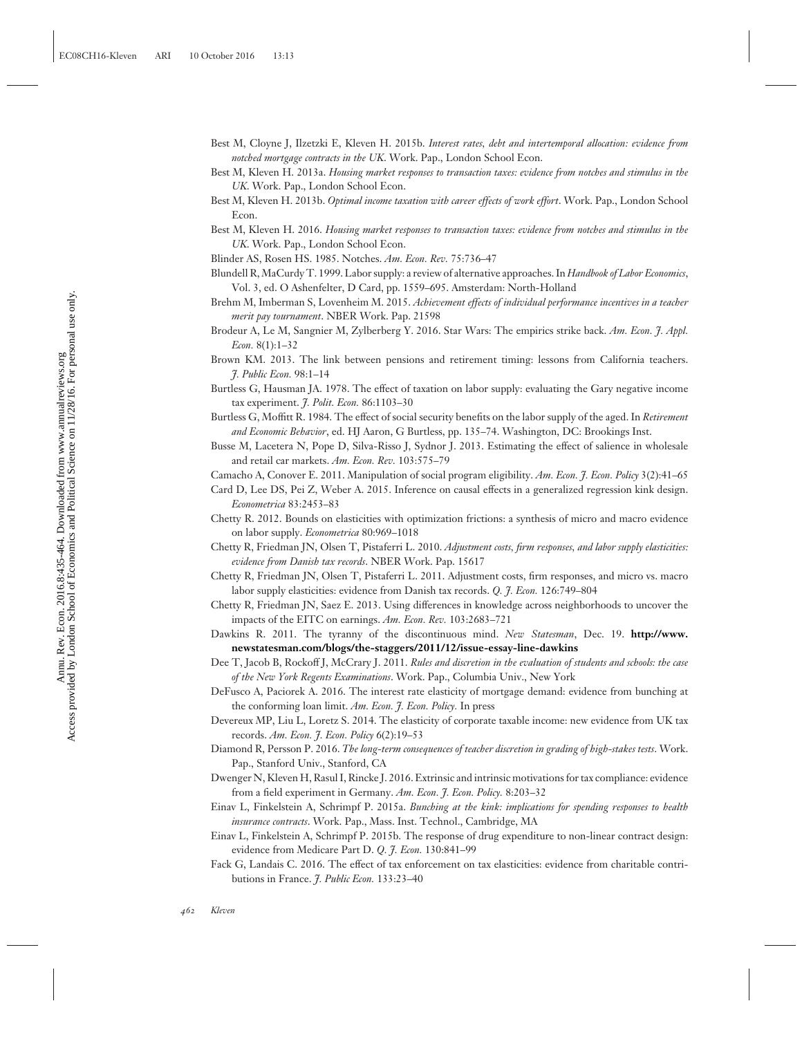Best M, Cloyne J, Ilzetzki E, Kleven H. 2015b. *Interest rates, debt and intertemporal allocation: evidence from notched mortgage contracts in the UK*. Work. Pap., London School Econ.

Best M, Kleven H. 2013a. *Housing market responses to transaction taxes: evidence from notches and stimulus in the UK*. Work. Pap., London School Econ.

Best M, Kleven H. 2013b. *Optimal income taxation with career effects of work effort*. Work. Pap., London School Econ.

Best M, Kleven H. 2016. *Housing market responses to transaction taxes: evidence from notches and stimulus in the UK*. Work. Pap., London School Econ.

Blinder AS, Rosen HS. 1985. Notches. *Am. Econ. Rev.* 75:736–47

Blundell R, MaCurdy T. 1999. Labor supply: a review of alternative approaches. In *Handbook of Labor Economics*, Vol. 3, ed. O Ashenfelter, D Card, pp. 1559–695. Amsterdam: North-Holland

Brehm M, Imberman S, Lovenheim M. 2015. *Achievement effects of individual performance incentives in a teacher merit pay tournament*. NBER Work. Pap. 21598

Brodeur A, Le M, Sangnier M, Zylberberg Y. 2016. Star Wars: The empirics strike back. *Am. Econ. J. Appl. Econ.* 8(1):1–32

Brown KM. 2013. The link between pensions and retirement timing: lessons from California teachers. *J. Public Econ.* 98:1–14

Burtless G, Hausman JA. 1978. The effect of taxation on labor supply: evaluating the Gary negative income tax experiment. *J. Polit. Econ.* 86:1103–30

Burtless G, Moffitt R. 1984. The effect of social security benefits on the labor supply of the aged. In *Retirement and Economic Behavior*, ed. HJ Aaron, G Burtless, pp. 135–74. Washington, DC: Brookings Inst.

Busse M, Lacetera N, Pope D, Silva-Risso J, Sydnor J. 2013. Estimating the effect of salience in wholesale and retail car markets. *Am. Econ. Rev.* 103:575–79

Camacho A, Conover E. 2011. Manipulation of social program eligibility. *Am. Econ. J. Econ. Policy* 3(2):41–65

Card D, Lee DS, Pei Z, Weber A. 2015. Inference on causal effects in a generalized regression kink design. *Econometrica* 83:2453–83

Chetty R. 2012. Bounds on elasticities with optimization frictions: a synthesis of micro and macro evidence on labor supply. *Econometrica* 80:969–1018

Chetty R, Friedman JN, Olsen T, Pistaferri L. 2010. *Adjustment costs, firm responses, and labor supply elasticities: evidence from Danish tax records*. NBER Work. Pap. 15617

Chetty R, Friedman JN, Olsen T, Pistaferri L. 2011. Adjustment costs, firm responses, and micro vs. macro labor supply elasticities: evidence from Danish tax records. *Q. J. Econ.* 126:749–804

Chetty R, Friedman JN, Saez E. 2013. Using differences in knowledge across neighborhoods to uncover the impacts of the EITC on earnings. *Am. Econ. Rev.* 103:2683–721

Dawkins R. 2011. The tyranny of the discontinuous mind. *New Statesman*, Dec. 19. **http://www.newstatesman.com/blogs/the-staggers/2011/12/issue-essay-line-dawkins**

Dee T, Jacob B, Rockoff J, McCrary J. 2011. *Rules and discretion in the evaluation of students and schools: the case of the New York Regents Examinations*. Work. Pap., Columbia Univ., New York

DeFusco A, Paciorek A. 2016. The interest rate elasticity of mortgage demand: evidence from bunching at the conforming loan limit. *Am. Econ. J. Econ. Policy.* In press

Devereux MP, Liu L, Loretz S. 2014. The elasticity of corporate taxable income: new evidence from UK tax records. *Am. Econ. J. Econ. Policy* 6(2):19–53

Diamond R, Persson P. 2016. *The long-term consequences of teacher discretion in grading of high-stakes tests*. Work. Pap., Stanford Univ., Stanford, CA

Dwenger N, Kleven H, Rasul I, Rincke J. 2016. Extrinsic and intrinsic motivations for tax compliance: evidence from a field experiment in Germany. *Am. Econ. J. Econ. Policy.* 8:203–32

Einav L, Finkelstein A, Schrimpf P. 2015a. *Bunching at the kink: implications for spending responses to health insurance contracts*. Work. Pap., Mass. Inst. Technol., Cambridge, MA

Einav L, Finkelstein A, Schrimpf P. 2015b. The response of drug expenditure to non-linear contract design: evidence from Medicare Part D. *Q. J. Econ.* 130:841–99

Fack G, Landais C. 2016. The effect of tax enforcement on tax elasticities: evidence from charitable contributions in France. *J. Public Econ.* 133:23–40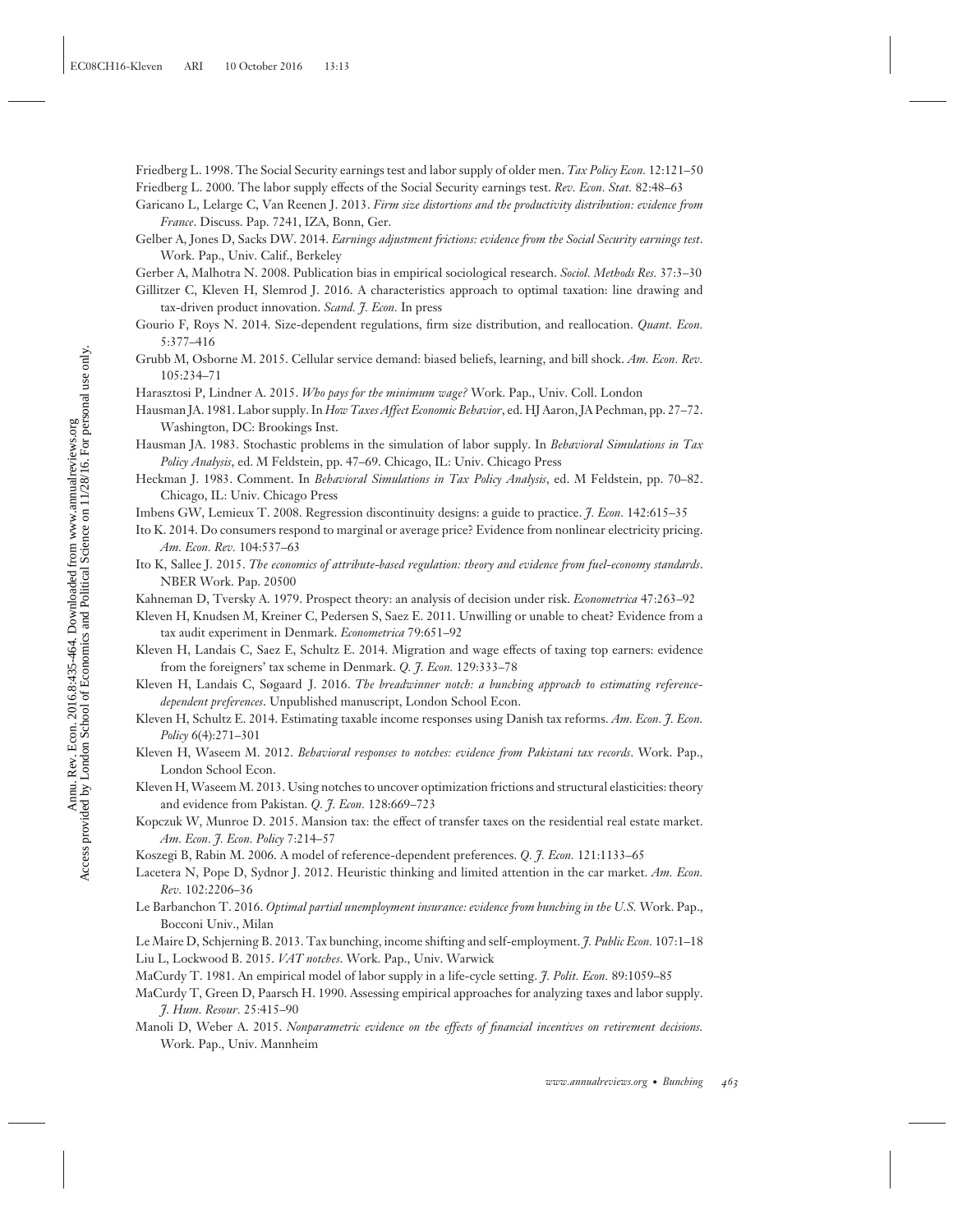Friedberg L. 1998. The Social Security earnings test and labor supply of older men. *Tax Policy Econ.* 12:121–50

Friedberg L. 2000. The labor supply effects of the Social Security earnings test. *Rev. Econ. Stat.* 82:48–63

Garicano L, Lelarge C, Van Reenen J. 2013. *Firm size distortions and the productivity distribution: evidence from France*. Discuss. Pap. 7241, IZA, Bonn, Ger.

Gelber A, Jones D, Sacks DW. 2014. *Earnings adjustment frictions: evidence from the Social Security earnings test*. Work. Pap., Univ. Calif., Berkeley

Gerber A, Malhotra N. 2008. Publication bias in empirical sociological research. *Sociol. Methods Res.* 37:3–30

Gillitzer C, Kleven H, Slemrod J. 2016. A characteristics approach to optimal taxation: line drawing and tax-driven product innovation. *Scand. J. Econ.* In press

Gourio F, Roys N. 2014. Size-dependent regulations, firm size distribution, and reallocation. *Quant. Econ.* 5:377–416

Grubb M, Osborne M. 2015. Cellular service demand: biased beliefs, learning, and bill shock. *Am. Econ. Rev.* 105:234–71

Harasztosi P, Lindner A. 2015. *Who pays for the minimum wage?* Work. Pap., Univ. Coll. London

Hausman JA. 1981. Labor supply. In *How Taxes Affect Economic Behavior*, ed. HJ Aaron, JA Pechman, pp. 27–72. Washington, DC: Brookings Inst.

Hausman JA. 1983. Stochastic problems in the simulation of labor supply. In *Behavioral Simulations in Tax Policy Analysis*, ed. M Feldstein, pp. 47–69. Chicago, IL: Univ. Chicago Press

Heckman J. 1983. Comment. In *Behavioral Simulations in Tax Policy Analysis*, ed. M Feldstein, pp. 70–82. Chicago, IL: Univ. Chicago Press

Imbens GW, Lemieux T. 2008. Regression discontinuity designs: a guide to practice. *J. Econ.* 142:615–35

Ito K. 2014. Do consumers respond to marginal or average price? Evidence from nonlinear electricity pricing. *Am. Econ. Rev.* 104:537–63

Ito K, Sallee J. 2015. *The economics of attribute-based regulation: theory and evidence from fuel-economy standards*. NBER Work. Pap. 20500

Kahneman D, Tversky A. 1979. Prospect theory: an analysis of decision under risk. *Econometrica* 47:263–92

Kleven H, Knudsen M, Kreiner C, Pedersen S, Saez E. 2011. Unwilling or unable to cheat? Evidence from a tax audit experiment in Denmark. *Econometrica* 79:651–92

Kleven H, Landais C, Saez E, Schultz E. 2014. Migration and wage effects of taxing top earners: evidence from the foreigners' tax scheme in Denmark. *Q. J. Econ.* 129:333–78

Kleven H, Landais C, Søgaard J. 2016. *The breadwinner notch: a bunching approach to estimating reference-dependent preferences*. Unpublished manuscript, London School Econ.

Kleven H, Schultz E. 2014. Estimating taxable income responses using Danish tax reforms. *Am. Econ. J. Econ. Policy* 6(4):271–301

Kleven H, Waseem M. 2012. *Behavioral responses to notches: evidence from Pakistani tax records*. Work. Pap., London School Econ.

Kleven H, Waseem M. 2013. Using notches to uncover optimization frictions and structural elasticities: theory and evidence from Pakistan. *Q. J. Econ.* 128:669–723

Kopczuk W, Munroe D. 2015. Mansion tax: the effect of transfer taxes on the residential real estate market. *Am. Econ. J. Econ. Policy* 7:214–57

Koszegi B, Rabin M. 2006. A model of reference-dependent preferences. *Q. J. Econ.* 121:1133–65

Lacetera N, Pope D, Sydnor J. 2012. Heuristic thinking and limited attention in the car market. *Am. Econ. Rev.* 102:2206–36

Le Barbanchon T. 2016. *Optimal partial unemployment insurance: evidence from bunching in the U.S.* Work. Pap., Bocconi Univ., Milan

Le Maire D, Schjerning B. 2013. Tax bunching, income shifting and self-employment. *J. Public Econ.* 107:1–18

Liu L, Lockwood B. 2015. *VAT notches*. Work. Pap., Univ. Warwick

MaCurdy T. 1981. An empirical model of labor supply in a life-cycle setting. *J. Polit. Econ.* 89:1059–85

MaCurdy T, Green D, Paarsch H. 1990. Assessing empirical approaches for analyzing taxes and labor supply. *J. Hum. Resour.* 25:415–90

Manoli D, Weber A. 2015. *Nonparametric evidence on the effects of financial incentives on retirement decisions.* Work. Pap., Univ. Mannheim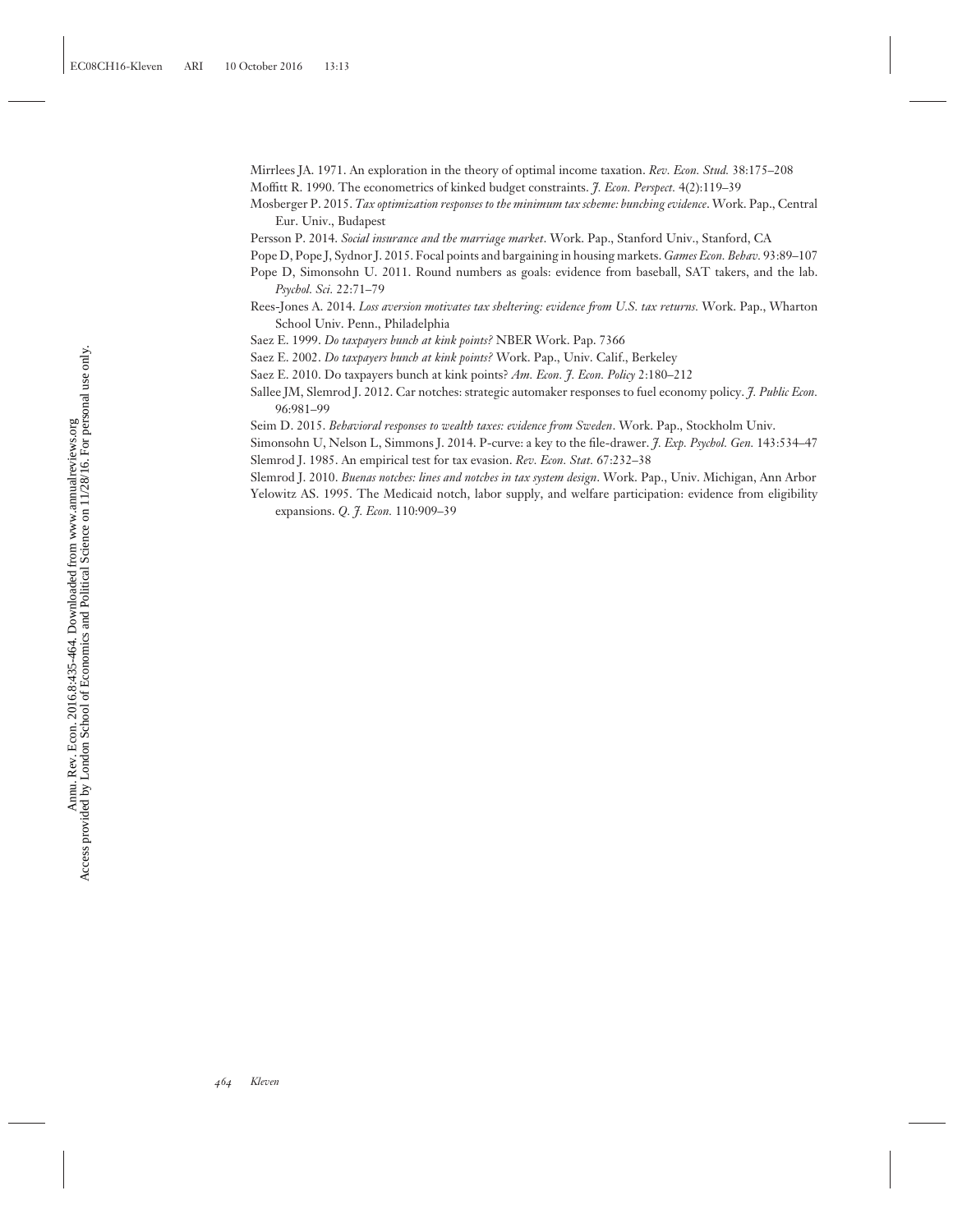Mirrlees JA. 1971. An exploration in the theory of optimal income taxation. *Rev. Econ. Stud.* 38:175–208

Moffitt R. 1990. The econometrics of kinked budget constraints. *J. Econ. Perspect.* 4(2):119–39

Mosberger P. 2015. *Tax optimization responses to the minimum tax scheme: bunching evidence*. Work. Pap., Central Eur. Univ., Budapest

Persson P. 2014. *Social insurance and the marriage market*. Work. Pap., Stanford Univ., Stanford, CA

Pope D, Pope J, Sydnor J. 2015. Focal points and bargaining in housing markets. *Games Econ. Behav.* 93:89–107

Pope D, Simonsohn U. 2011. Round numbers as goals: evidence from baseball, SAT takers, and the lab. *Psychol. Sci.* 22:71–79

Rees-Jones A. 2014. *Loss aversion motivates tax sheltering: evidence from U.S. tax returns.* Work. Pap., Wharton School Univ. Penn., Philadelphia

Saez E. 1999. *Do taxpayers bunch at kink points?* NBER Work. Pap. 7366

Saez E. 2002. *Do taxpayers bunch at kink points?* Work. Pap., Univ. Calif., Berkeley

Saez E. 2010. Do taxpayers bunch at kink points? *Am. Econ. J. Econ. Policy* 2:180–212

Sallee JM, Slemrod J. 2012. Car notches: strategic automaker responses to fuel economy policy. *J. Public Econ.* 96:981–99

Seim D. 2015. *Behavioral responses to wealth taxes: evidence from Sweden*. Work. Pap., Stockholm Univ.

Simonsohn U, Nelson L, Simmons J. 2014. P-curve: a key to the file-drawer. *J. Exp. Psychol. Gen.* 143:534–47

Slemrod J. 1985. An empirical test for tax evasion. *Rev. Econ. Stat.* 67:232–38

Slemrod J. 2010. *Buenas notches: lines and notches in tax system design*. Work. Pap., Univ. Michigan, Ann Arbor

Yelowitz AS. 1995. The Medicaid notch, labor supply, and welfare participation: evidence from eligibility expansions. *Q. J. Econ.* 110:909–39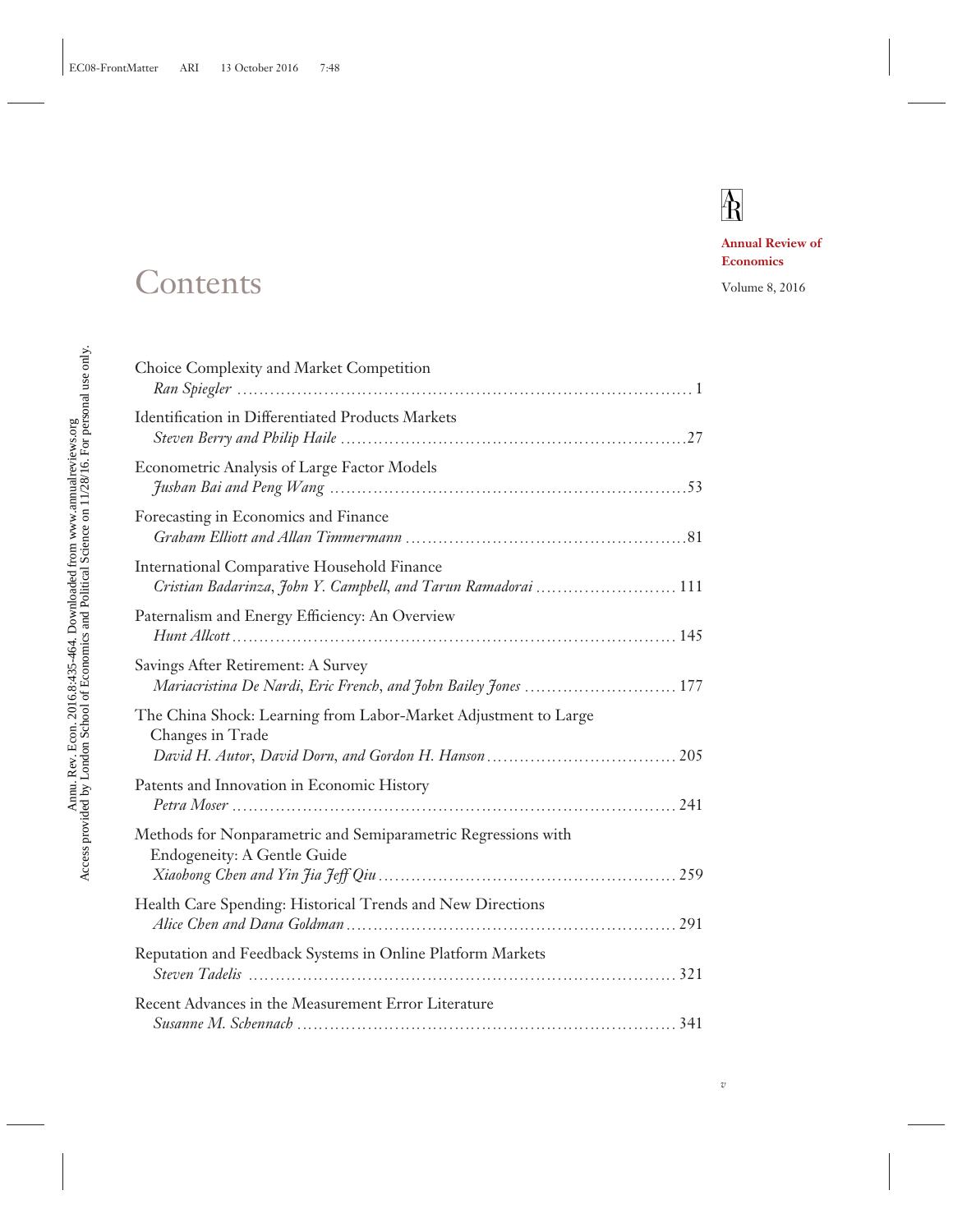# Contents

**Annual Review of Economics**

Volume 8, 2016

Choice Complexity and Market Competition
*Ran Spiegler* .................................................................................... 1

Identification in Differentiated Products Markets
*Steven Berry and Philip Haile* ................................................................ 27

Econometric Analysis of Large Factor Models
*Jushan Bai and Peng Wang* .................................................................. 53

Forecasting in Economics and Finance
*Graham Elliott and Allan Timmermann* ..................................................... 81

International Comparative Household Finance
*Cristian Badarinza, John Y. Campbell, and Tarun Ramadorai* ........................... 111

Paternalism and Energy Efficiency: An Overview
*Hunt Allcott* .................................................................................... 145

Savings After Retirement: A Survey
*Mariacristina De Nardi, Eric French, and John Bailey Jones* ............................ 177

The China Shock: Learning from Labor-Market Adjustment to Large Changes in Trade
*David H. Autor, David Dorn, and Gordon H. Hanson* ................................... 205

Patents and Innovation in Economic History
*Petra Moser* ..................................................................................... 241

Methods for Nonparametric and Semiparametric Regressions with Endogeneity: A Gentle Guide
*Xiaohong Chen and Yin Jia Jeff Qiu* ...................................................... 259

Health Care Spending: Historical Trends and New Directions
*Alice Chen and Dana Goldman* ............................................................. 291

Reputation and Feedback Systems in Online Platform Markets
*Steven Tadelis* ................................................................................. 321

Recent Advances in the Measurement Error Literature
*Susanne M. Schennach* ....................................................................... 341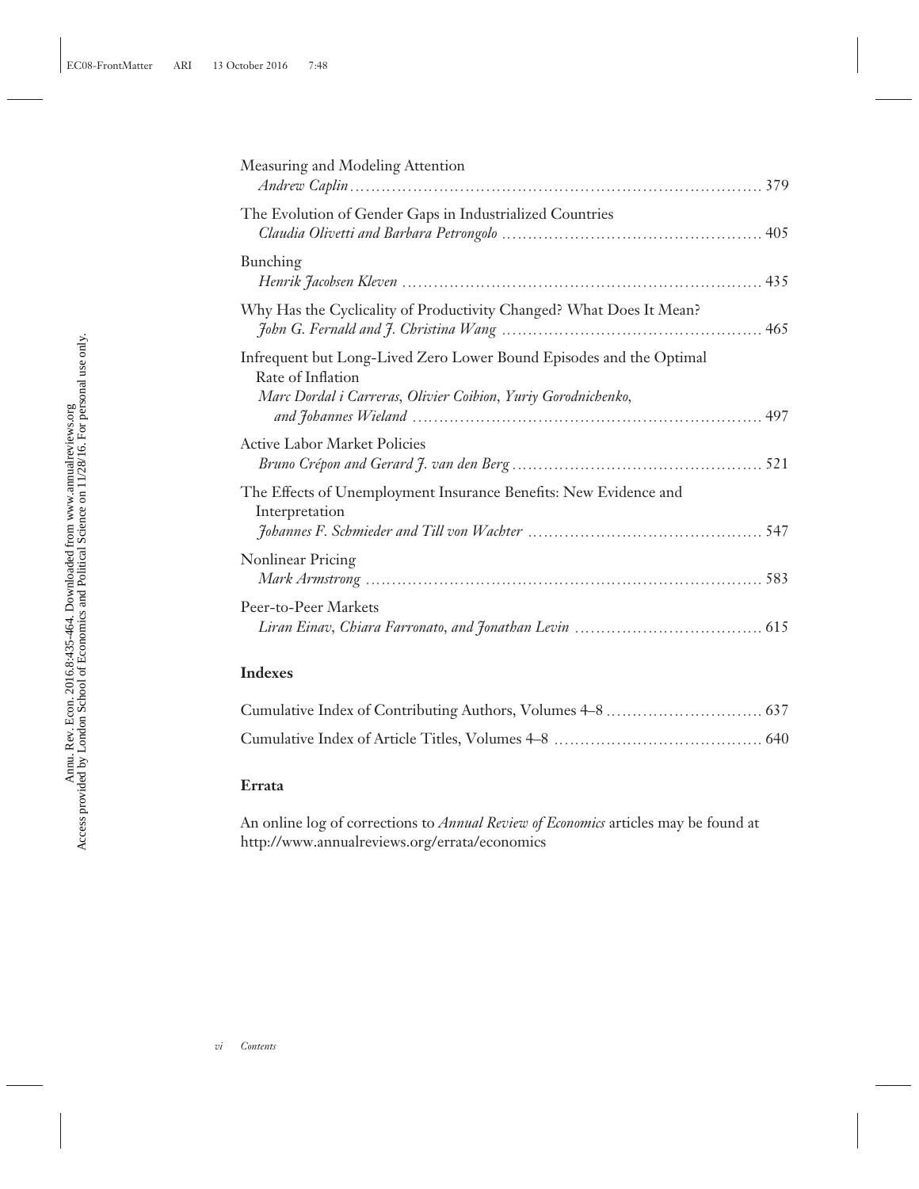Measuring and Modeling Attention
*Andrew Caplin* .......................................................................... 379

The Evolution of Gender Gaps in Industrialized Countries
*Claudia Olivetti and Barbara Petrongolo* ............................................. 405

Bunching
*Henrik Jacobsen Kleven* ............................................................... 435

Why Has the Cyclicality of Productivity Changed? What Does It Mean?
*John G. Fernald and J. Christina Wang* ............................................... 465

Infrequent but Long-Lived Zero Lower Bound Episodes and the Optimal Rate of Inflation
*Marc Dordal i Carreras, Olivier Coibion, Yuriy Gorodnichenko, and Johannes Wieland* .............................................................. 497

Active Labor Market Policies
*Bruno Crépon and Gerard J. van den Berg* ............................................. 521

The Effects of Unemployment Insurance Benefits: New Evidence and Interpretation
*Johannes F. Schmieder and Till von Wachter* .......................................... 547

Nonlinear Pricing
*Mark Armstrong* ....................................................................... 583

Peer-to-Peer Markets
*Liran Einav, Chiara Farronato, and Jonathan Levin* ................................. 615

## Indexes

Cumulative Index of Contributing Authors, Volumes 4–8 ............................ 637

Cumulative Index of Article Titles, Volumes 4–8 ...................................... 640

## Errata

An online log of corrections to *Annual Review of Economics* articles may be found at http://www.annualreviews.org/errata/economics